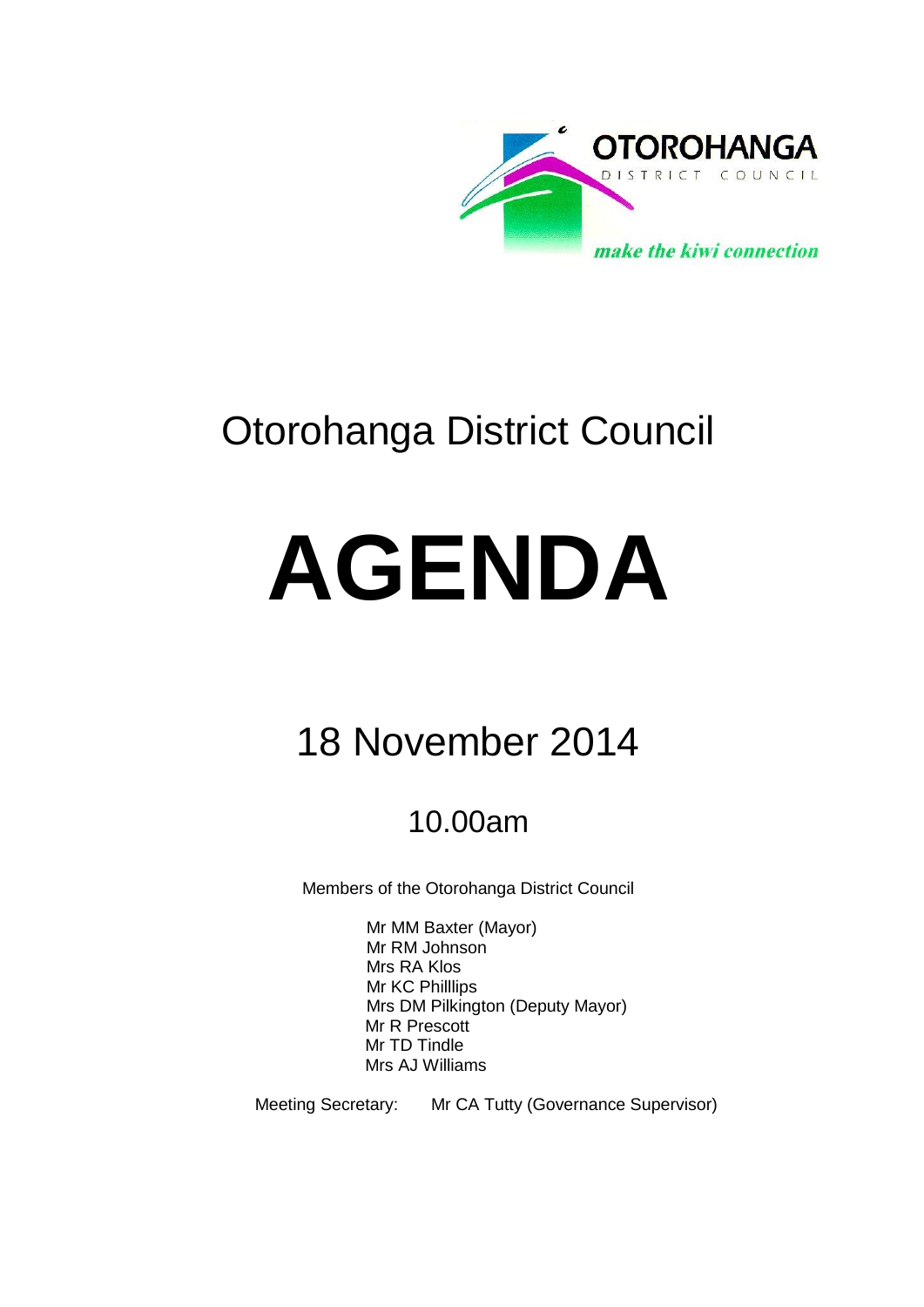OTOROHANGA
DISTRICT COUNCIL
*make the kiwi connection*

# Otorohanga District Council

# AGENDA

## 18 November 2014

### 10.00am

Members of the Otorohanga District Council

Mr MM Baxter (Mayor)
Mr RM Johnson
Mrs RA Klos
Mr KC Philllips
Mrs DM Pilkington (Deputy Mayor)
Mr R Prescott
Mr TD Tindle
Mrs AJ Williams

Meeting Secretary: Mr CA Tutty (Governance Supervisor)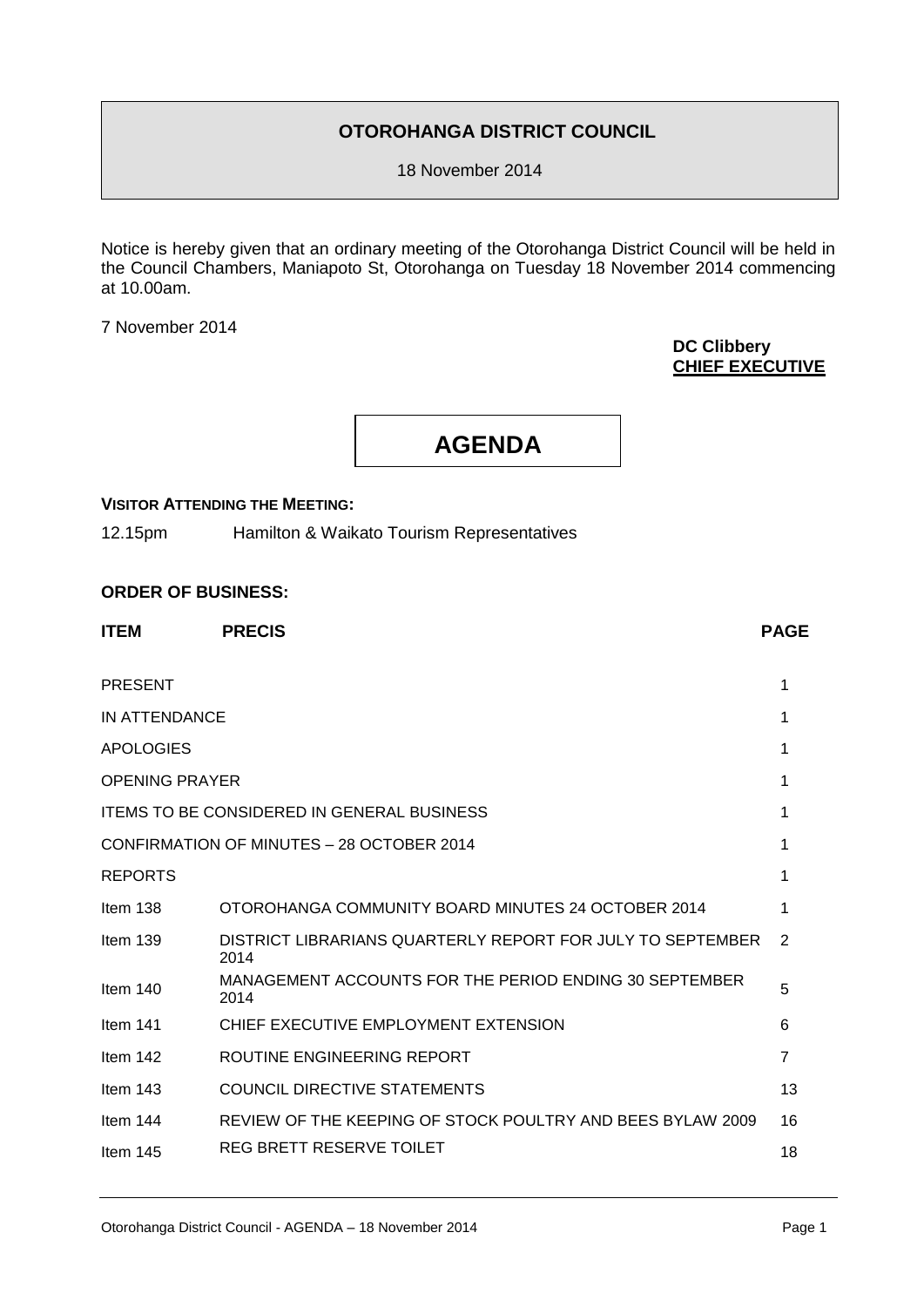# OTOROHANGA DISTRICT COUNCIL

18 November 2014

Notice is hereby given that an ordinary meeting of the Otorohanga District Council will be held in the Council Chambers, Maniapoto St, Otorohanga on Tuesday 18 November 2014 commencing at 10.00am.

7 November 2014

**DC Clibbery**
**CHIEF EXECUTIVE**

# AGENDA

**VISITOR ATTENDING THE MEETING:**

12.15pm Hamilton & Waikato Tourism Representatives

**ORDER OF BUSINESS:**

| ITEM | PRECIS | PAGE |
|---|---|---|
| PRESENT | | 1 |
| IN ATTENDANCE | | 1 |
| APOLOGIES | | 1 |
| OPENING PRAYER | | 1 |
| ITEMS TO BE CONSIDERED IN GENERAL BUSINESS | | 1 |
| CONFIRMATION OF MINUTES – 28 OCTOBER 2014 | | 1 |
| REPORTS | | 1 |
| Item 138 | OTOROHANGA COMMUNITY BOARD MINUTES 24 OCTOBER 2014 | 1 |
| Item 139 | DISTRICT LIBRARIANS QUARTERLY REPORT FOR JULY TO SEPTEMBER 2014 | 2 |
| Item 140 | MANAGEMENT ACCOUNTS FOR THE PERIOD ENDING 30 SEPTEMBER 2014 | 5 |
| Item 141 | CHIEF EXECUTIVE EMPLOYMENT EXTENSION | 6 |
| Item 142 | ROUTINE ENGINEERING REPORT | 7 |
| Item 143 | COUNCIL DIRECTIVE STATEMENTS | 13 |
| Item 144 | REVIEW OF THE KEEPING OF STOCK POULTRY AND BEES BYLAW 2009 | 16 |
| Item 145 | REG BRETT RESERVE TOILET | 18 |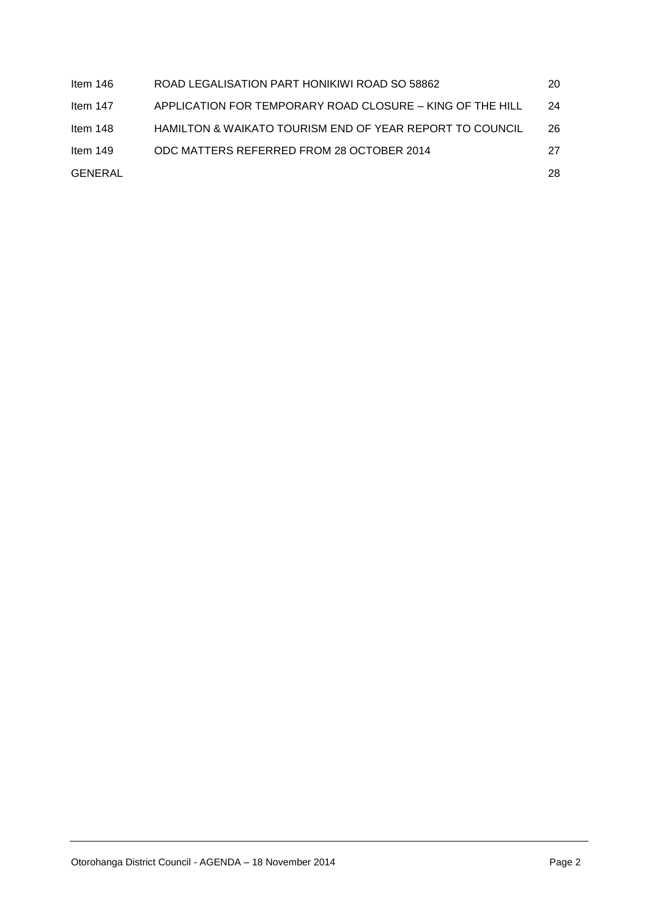| | | |
|---|---|---|
| Item 146 | ROAD LEGALISATION PART HONIKIWI ROAD SO 58862 | 20 |
| Item 147 | APPLICATION FOR TEMPORARY ROAD CLOSURE – KING OF THE HILL | 24 |
| Item 148 | HAMILTON & WAIKATO TOURISM END OF YEAR REPORT TO COUNCIL | 26 |
| Item 149 | ODC MATTERS REFERRED FROM 28 OCTOBER 2014 | 27 |
| GENERAL | | 28 |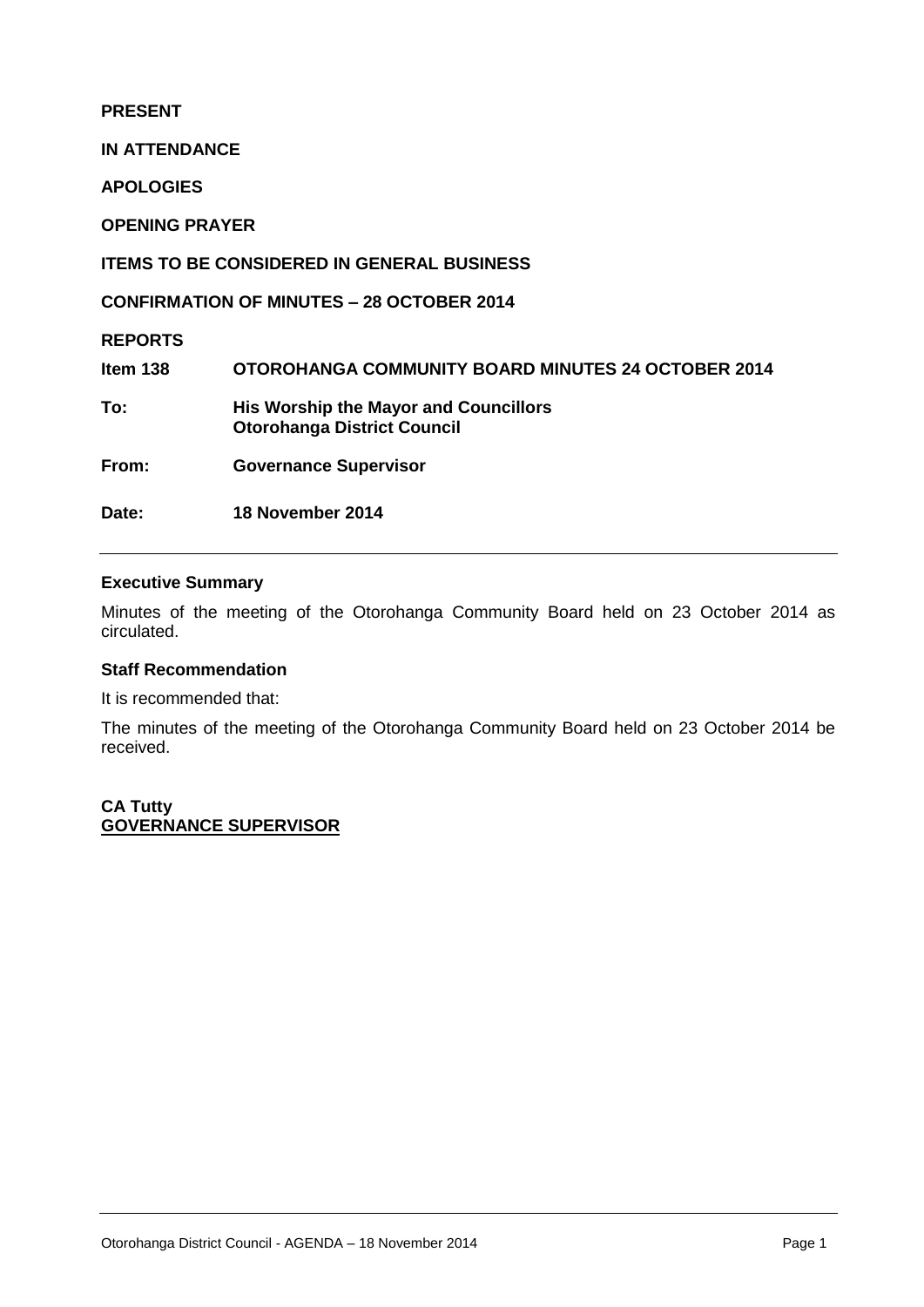**PRESENT**

**IN ATTENDANCE**

**APOLOGIES**

**OPENING PRAYER**

**ITEMS TO BE CONSIDERED IN GENERAL BUSINESS**

**CONFIRMATION OF MINUTES – 28 OCTOBER 2014**

**REPORTS**

| | |
|---|---|
| **Item 138** | **OTOROHANGA COMMUNITY BOARD MINUTES 24 OCTOBER 2014** |
| **To:** | **His Worship the Mayor and Councillors Otorohanga District Council** |
| **From:** | **Governance Supervisor** |
| **Date:** | **18 November 2014** |

---

**Executive Summary**

Minutes of the meeting of the Otorohanga Community Board held on 23 October 2014 as circulated.

**Staff Recommendation**

It is recommended that:

The minutes of the meeting of the Otorohanga Community Board held on 23 October 2014 be received.

**CA Tutty**
**GOVERNANCE SUPERVISOR**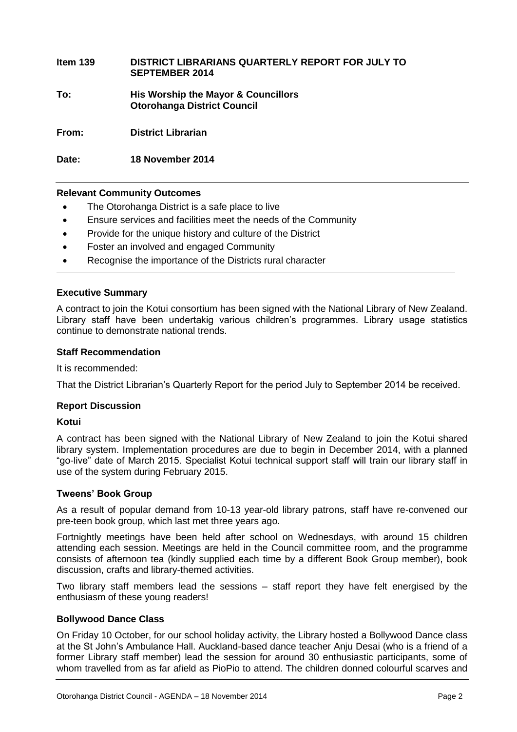| | |
|---|---|
| **Item 139** | **DISTRICT LIBRARIANS QUARTERLY REPORT FOR JULY TO SEPTEMBER 2014** |
| **To:** | **His Worship the Mayor & Councillors Otorohanga District Council** |
| **From:** | **District Librarian** |
| **Date:** | **18 November 2014** |

---

**Relevant Community Outcomes**

- The Otorohanga District is a safe place to live
- Ensure services and facilities meet the needs of the Community
- Provide for the unique history and culture of the District
- Foster an involved and engaged Community
- Recognise the importance of the Districts rural character

---

**Executive Summary**

A contract to join the Kotui consortium has been signed with the National Library of New Zealand. Library staff have been undertakig various children's programmes. Library usage statistics continue to demonstrate national trends.

**Staff Recommendation**

It is recommended:

That the District Librarian's Quarterly Report for the period July to September 2014 be received.

**Report Discussion**

**Kotui**

A contract has been signed with the National Library of New Zealand to join the Kotui shared library system. Implementation procedures are due to begin in December 2014, with a planned "go-live" date of March 2015. Specialist Kotui technical support staff will train our library staff in use of the system during February 2015.

**Tweens' Book Group**

As a result of popular demand from 10-13 year-old library patrons, staff have re-convened our pre-teen book group, which last met three years ago.

Fortnightly meetings have been held after school on Wednesdays, with around 15 children attending each session. Meetings are held in the Council committee room, and the programme consists of afternoon tea (kindly supplied each time by a different Book Group member), book discussion, crafts and library-themed activities.

Two library staff members lead the sessions – staff report they have felt energised by the enthusiasm of these young readers!

**Bollywood Dance Class**

On Friday 10 October, for our school holiday activity, the Library hosted a Bollywood Dance class at the St John's Ambulance Hall. Auckland-based dance teacher Anju Desai (who is a friend of a former Library staff member) lead the session for around 30 enthusiastic participants, some of whom travelled from as far afield as PioPio to attend. The children donned colourful scarves and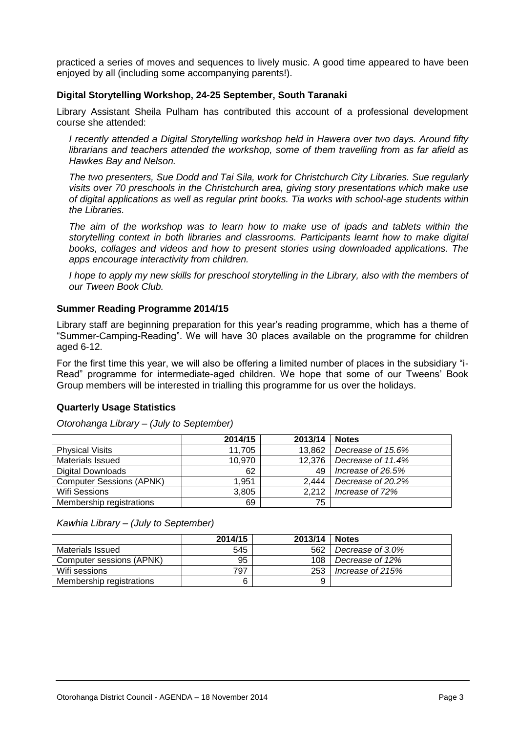practiced a series of moves and sequences to lively music. A good time appeared to have been enjoyed by all (including some accompanying parents!).

**Digital Storytelling Workshop, 24-25 September, South Taranaki**

Library Assistant Sheila Pulham has contributed this account of a professional development course she attended:

*I recently attended a Digital Storytelling workshop held in Hawera over two days. Around fifty librarians and teachers attended the workshop, some of them travelling from as far afield as Hawkes Bay and Nelson.*

*The two presenters, Sue Dodd and Tai Sila, work for Christchurch City Libraries. Sue regularly visits over 70 preschools in the Christchurch area, giving story presentations which make use of digital applications as well as regular print books. Tia works with school-age students within the Libraries.*

*The aim of the workshop was to learn how to make use of ipads and tablets within the storytelling context in both libraries and classrooms. Participants learnt how to make digital books, collages and videos and how to present stories using downloaded applications. The apps encourage interactivity from children.*

*I hope to apply my new skills for preschool storytelling in the Library, also with the members of our Tween Book Club.*

**Summer Reading Programme 2014/15**

Library staff are beginning preparation for this year's reading programme, which has a theme of "Summer-Camping-Reading". We will have 30 places available on the programme for children aged 6-12.

For the first time this year, we will also be offering a limited number of places in the subsidiary "i-Read" programme for intermediate-aged children. We hope that some of our Tweens' Book Group members will be interested in trialling this programme for us over the holidays.

**Quarterly Usage Statistics**

*Otorohanga Library – (July to September)*

| | 2014/15 | 2013/14 | Notes |
|---|---|---|---|
| Physical Visits | 11,705 | 13,862 | *Decrease of 15.6%* |
| Materials Issued | 10,970 | 12,376 | *Decrease of 11.4%* |
| Digital Downloads | 62 | 49 | *Increase of 26.5%* |
| Computer Sessions (APNK) | 1,951 | 2,444 | *Decrease of 20.2%* |
| Wifi Sessions | 3,805 | 2,212 | *Increase of 72%* |
| Membership registrations | 69 | 75 | |

*Kawhia Library – (July to September)*

| | 2014/15 | 2013/14 | Notes |
|---|---|---|---|
| Materials Issued | 545 | 562 | *Decrease of 3.0%* |
| Computer sessions (APNK) | 95 | 108 | *Decrease of 12%* |
| Wifi sessions | 797 | 253 | *Increase of 215%* |
| Membership registrations | 6 | 9 | |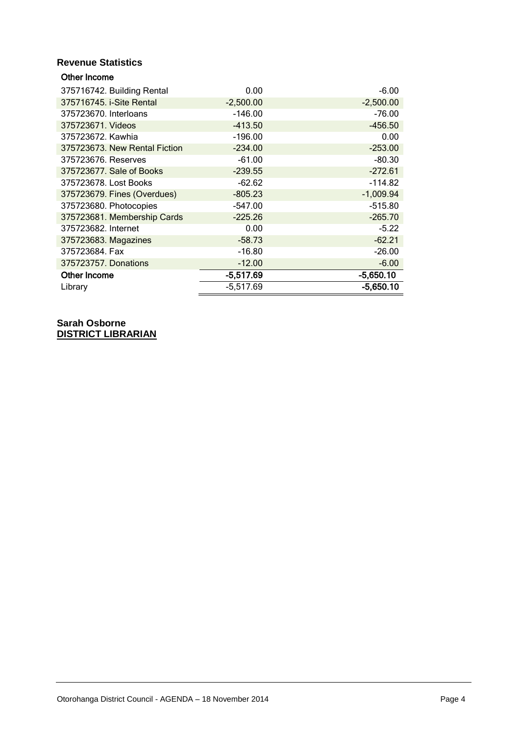### Revenue Statistics

| Other Income | | |
|---|---|---|
| 375716742. Building Rental | 0.00 | -6.00 |
| 375716745. i-Site Rental | -2,500.00 | -2,500.00 |
| 375723670. Interloans | -146.00 | -76.00 |
| 375723671. Videos | -413.50 | -456.50 |
| 375723672. Kawhia | -196.00 | 0.00 |
| 375723673. New Rental Fiction | -234.00 | -253.00 |
| 375723676. Reserves | -61.00 | -80.30 |
| 375723677. Sale of Books | -239.55 | -272.61 |
| 375723678. Lost Books | -62.62 | -114.82 |
| 375723679. Fines (Overdues) | -805.23 | -1,009.94 |
| 375723680. Photocopies | -547.00 | -515.80 |
| 375723681. Membership Cards | -225.26 | -265.70 |
| 375723682. Internet | 0.00 | -5.22 |
| 375723683. Magazines | -58.73 | -62.21 |
| 375723684. Fax | -16.80 | -26.00 |
| 375723757. Donations | -12.00 | -6.00 |
| **Other Income** | **-5,517.69** | **-5,650.10** |
| Library | -5,517.69 | **-5,650.10** |

**Sarah Osborne**
**DISTRICT LIBRARIAN**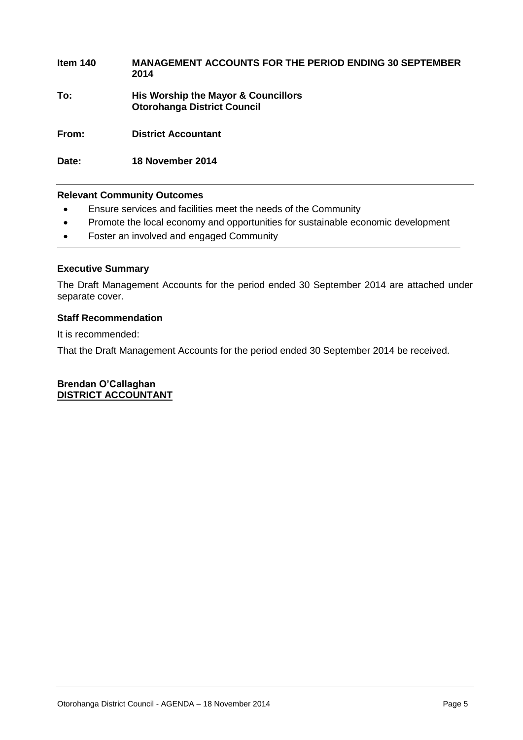**Item 140** **MANAGEMENT ACCOUNTS FOR THE PERIOD ENDING 30 SEPTEMBER 2014**

**To:** **His Worship the Mayor & Councillors**
**Otorohanga District Council**

**From:** **District Accountant**

**Date:** **18 November 2014**

---

**Relevant Community Outcomes**

- Ensure services and facilities meet the needs of the Community
- Promote the local economy and opportunities for sustainable economic development
- Foster an involved and engaged Community

---

**Executive Summary**

The Draft Management Accounts for the period ended 30 September 2014 are attached under separate cover.

**Staff Recommendation**

It is recommended:

That the Draft Management Accounts for the period ended 30 September 2014 be received.

**Brendan O'Callaghan**
**DISTRICT ACCOUNTANT**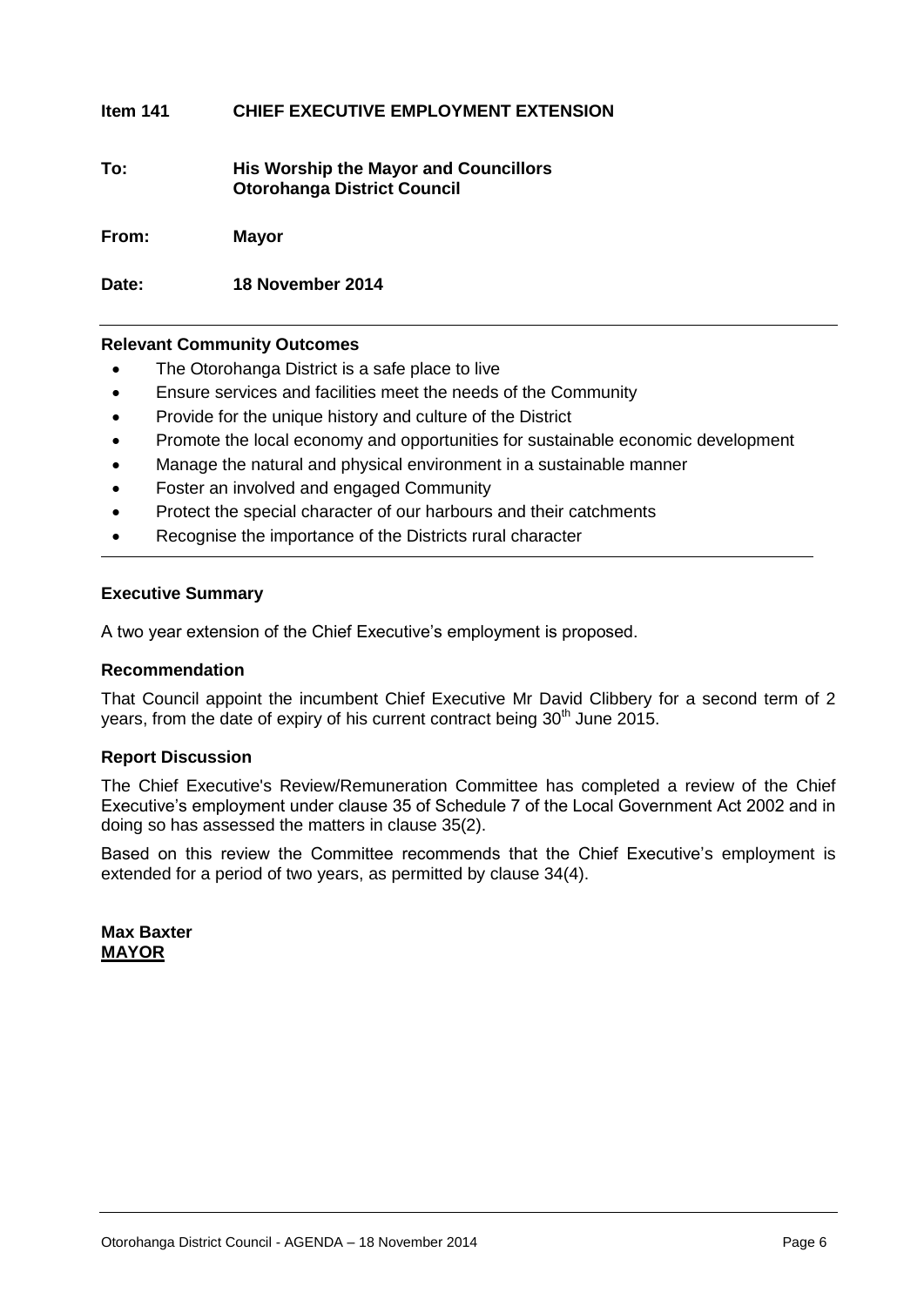**Item 141 CHIEF EXECUTIVE EMPLOYMENT EXTENSION**

**To: His Worship the Mayor and Councillors**
**Otorohanga District Council**

**From: Mayor**

**Date: 18 November 2014**

---

**Relevant Community Outcomes**

- The Otorohanga District is a safe place to live
- Ensure services and facilities meet the needs of the Community
- Provide for the unique history and culture of the District
- Promote the local economy and opportunities for sustainable economic development
- Manage the natural and physical environment in a sustainable manner
- Foster an involved and engaged Community
- Protect the special character of our harbours and their catchments
- Recognise the importance of the Districts rural character

---

**Executive Summary**

A two year extension of the Chief Executive's employment is proposed.

**Recommendation**

That Council appoint the incumbent Chief Executive Mr David Clibbery for a second term of 2 years, from the date of expiry of his current contract being 30th June 2015.

**Report Discussion**

The Chief Executive's Review/Remuneration Committee has completed a review of the Chief Executive's employment under clause 35 of Schedule 7 of the Local Government Act 2002 and in doing so has assessed the matters in clause 35(2).

Based on this review the Committee recommends that the Chief Executive's employment is extended for a period of two years, as permitted by clause 34(4).

**Max Baxter**
**MAYOR**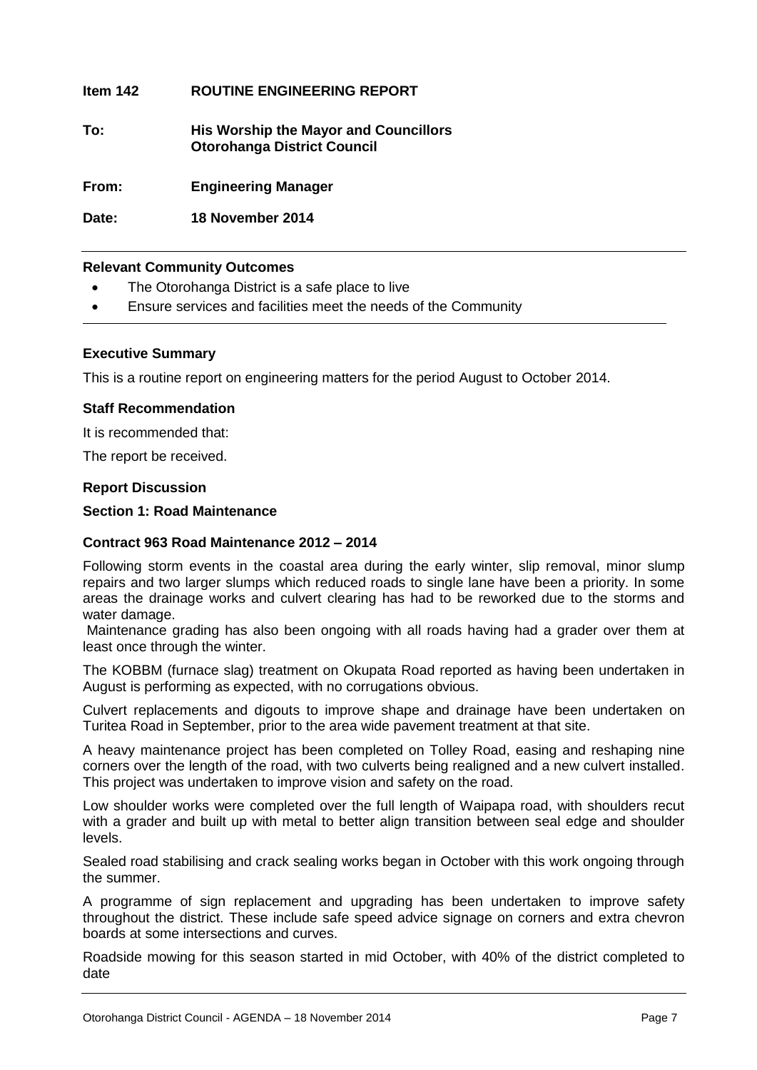**Item 142 ROUTINE ENGINEERING REPORT**

**To: His Worship the Mayor and Councillors**
**Otorohanga District Council**

**From: Engineering Manager**

**Date: 18 November 2014**

---

**Relevant Community Outcomes**

- The Otorohanga District is a safe place to live
- Ensure services and facilities meet the needs of the Community

---

**Executive Summary**

This is a routine report on engineering matters for the period August to October 2014.

**Staff Recommendation**

It is recommended that:

The report be received.

**Report Discussion**

**Section 1: Road Maintenance**

**Contract 963 Road Maintenance 2012 – 2014**

Following storm events in the coastal area during the early winter, slip removal, minor slump repairs and two larger slumps which reduced roads to single lane have been a priority. In some areas the drainage works and culvert clearing has had to be reworked due to the storms and water damage.

Maintenance grading has also been ongoing with all roads having had a grader over them at least once through the winter.

The KOBBM (furnace slag) treatment on Okupata Road reported as having been undertaken in August is performing as expected, with no corrugations obvious.

Culvert replacements and digouts to improve shape and drainage have been undertaken on Turitea Road in September, prior to the area wide pavement treatment at that site.

A heavy maintenance project has been completed on Tolley Road, easing and reshaping nine corners over the length of the road, with two culverts being realigned and a new culvert installed. This project was undertaken to improve vision and safety on the road.

Low shoulder works were completed over the full length of Waipapa road, with shoulders recut with a grader and built up with metal to better align transition between seal edge and shoulder levels.

Sealed road stabilising and crack sealing works began in October with this work ongoing through the summer.

A programme of sign replacement and upgrading has been undertaken to improve safety throughout the district. These include safe speed advice signage on corners and extra chevron boards at some intersections and curves.

Roadside mowing for this season started in mid October, with 40% of the district completed to date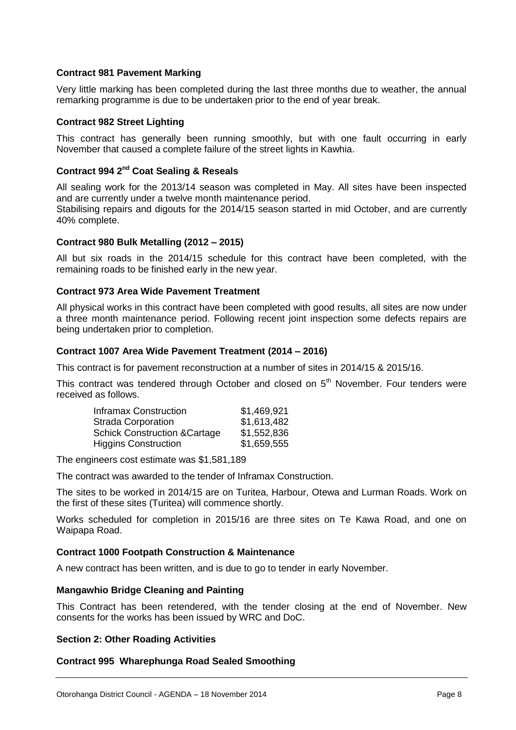**Contract 981 Pavement Marking**

Very little marking has been completed during the last three months due to weather, the annual remarking programme is due to be undertaken prior to the end of year break.

**Contract 982 Street Lighting**

This contract has generally been running smoothly, but with one fault occurring in early November that caused a complete failure of the street lights in Kawhia.

**Contract 994 2nd Coat Sealing & Reseals**

All sealing work for the 2013/14 season was completed in May. All sites have been inspected and are currently under a twelve month maintenance period.

Stabilising repairs and digouts for the 2014/15 season started in mid October, and are currently 40% complete.

**Contract 980 Bulk Metalling (2012 – 2015)**

All but six roads in the 2014/15 schedule for this contract have been completed, with the remaining roads to be finished early in the new year.

**Contract 973 Area Wide Pavement Treatment**

All physical works in this contract have been completed with good results, all sites are now under a three month maintenance period. Following recent joint inspection some defects repairs are being undertaken prior to completion.

**Contract 1007 Area Wide Pavement Treatment (2014 – 2016)**

This contract is for pavement reconstruction at a number of sites in 2014/15 & 2015/16.

This contract was tendered through October and closed on 5th November. Four tenders were received as follows.

| Tenderer | Amount |
|---|---|
| Inframax Construction | $1,469,921 |
| Strada Corporation | $1,613,482 |
| Schick Construction &Cartage | $1,552,836 |
| Higgins Construction | $1,659,555 |

The engineers cost estimate was $1,581,189

The contract was awarded to the tender of Inframax Construction.

The sites to be worked in 2014/15 are on Turitea, Harbour, Otewa and Lurman Roads. Work on the first of these sites (Turitea) will commence shortly.

Works scheduled for completion in 2015/16 are three sites on Te Kawa Road, and one on Waipapa Road.

**Contract 1000 Footpath Construction & Maintenance**

A new contract has been written, and is due to go to tender in early November.

**Mangawhio Bridge Cleaning and Painting**

This Contract has been retendered, with the tender closing at the end of November. New consents for the works has been issued by WRC and DoC.

**Section 2: Other Roading Activities**

**Contract 995 Wharephunga Road Sealed Smoothing**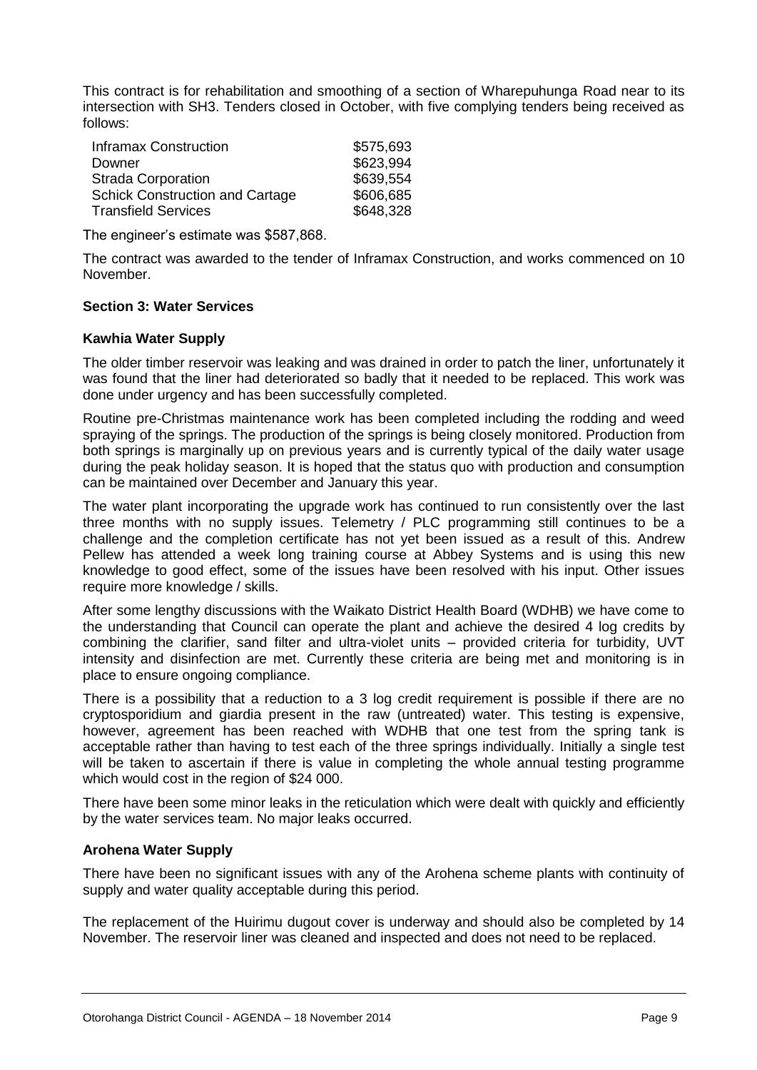This contract is for rehabilitation and smoothing of a section of Wharepuhunga Road near to its intersection with SH3. Tenders closed in October, with five complying tenders being received as follows:

| | |
|---|---|
| Inframax Construction | $575,693 |
| Downer | $623,994 |
| Strada Corporation | $639,554 |
| Schick Construction and Cartage | $606,685 |
| Transfield Services | $648,328 |

The engineer's estimate was $587,868.

The contract was awarded to the tender of Inframax Construction, and works commenced on 10 November.

**Section 3: Water Services**

**Kawhia Water Supply**

The older timber reservoir was leaking and was drained in order to patch the liner, unfortunately it was found that the liner had deteriorated so badly that it needed to be replaced. This work was done under urgency and has been successfully completed.

Routine pre-Christmas maintenance work has been completed including the rodding and weed spraying of the springs. The production of the springs is being closely monitored. Production from both springs is marginally up on previous years and is currently typical of the daily water usage during the peak holiday season. It is hoped that the status quo with production and consumption can be maintained over December and January this year.

The water plant incorporating the upgrade work has continued to run consistently over the last three months with no supply issues. Telemetry / PLC programming still continues to be a challenge and the completion certificate has not yet been issued as a result of this. Andrew Pellew has attended a week long training course at Abbey Systems and is using this new knowledge to good effect, some of the issues have been resolved with his input. Other issues require more knowledge / skills.

After some lengthy discussions with the Waikato District Health Board (WDHB) we have come to the understanding that Council can operate the plant and achieve the desired 4 log credits by combining the clarifier, sand filter and ultra-violet units – provided criteria for turbidity, UVT intensity and disinfection are met. Currently these criteria are being met and monitoring is in place to ensure ongoing compliance.

There is a possibility that a reduction to a 3 log credit requirement is possible if there are no cryptosporidium and giardia present in the raw (untreated) water. This testing is expensive, however, agreement has been reached with WDHB that one test from the spring tank is acceptable rather than having to test each of the three springs individually. Initially a single test will be taken to ascertain if there is value in completing the whole annual testing programme which would cost in the region of $24 000.

There have been some minor leaks in the reticulation which were dealt with quickly and efficiently by the water services team. No major leaks occurred.

**Arohena Water Supply**

There have been no significant issues with any of the Arohena scheme plants with continuity of supply and water quality acceptable during this period.

The replacement of the Huirimu dugout cover is underway and should also be completed by 14 November. The reservoir liner was cleaned and inspected and does not need to be replaced.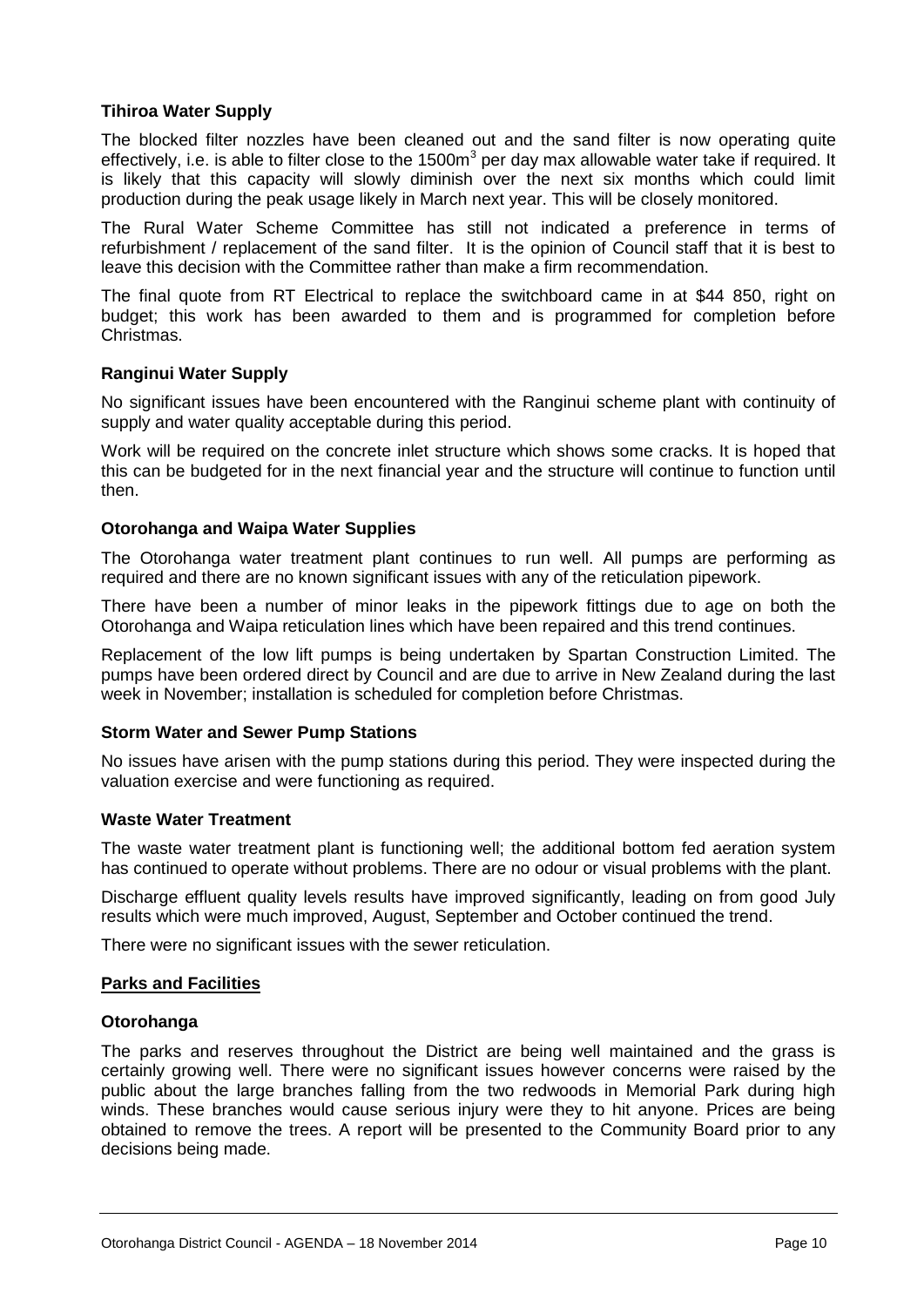### Tihiroa Water Supply

The blocked filter nozzles have been cleaned out and the sand filter is now operating quite effectively, i.e. is able to filter close to the 1500m$^3$ per day max allowable water take if required. It is likely that this capacity will slowly diminish over the next six months which could limit production during the peak usage likely in March next year. This will be closely monitored.

The Rural Water Scheme Committee has still not indicated a preference in terms of refurbishment / replacement of the sand filter. It is the opinion of Council staff that it is best to leave this decision with the Committee rather than make a firm recommendation.

The final quote from RT Electrical to replace the switchboard came in at $44 850, right on budget; this work has been awarded to them and is programmed for completion before Christmas.

### Ranginui Water Supply

No significant issues have been encountered with the Ranginui scheme plant with continuity of supply and water quality acceptable during this period.

Work will be required on the concrete inlet structure which shows some cracks. It is hoped that this can be budgeted for in the next financial year and the structure will continue to function until then.

### Otorohanga and Waipa Water Supplies

The Otorohanga water treatment plant continues to run well. All pumps are performing as required and there are no known significant issues with any of the reticulation pipework.

There have been a number of minor leaks in the pipework fittings due to age on both the Otorohanga and Waipa reticulation lines which have been repaired and this trend continues.

Replacement of the low lift pumps is being undertaken by Spartan Construction Limited. The pumps have been ordered direct by Council and are due to arrive in New Zealand during the last week in November; installation is scheduled for completion before Christmas.

### Storm Water and Sewer Pump Stations

No issues have arisen with the pump stations during this period. They were inspected during the valuation exercise and were functioning as required.

### Waste Water Treatment

The waste water treatment plant is functioning well; the additional bottom fed aeration system has continued to operate without problems. There are no odour or visual problems with the plant.

Discharge effluent quality levels results have improved significantly, leading on from good July results which were much improved, August, September and October continued the trend.

There were no significant issues with the sewer reticulation.

## Parks and Facilities

### Otorohanga

The parks and reserves throughout the District are being well maintained and the grass is certainly growing well. There were no significant issues however concerns were raised by the public about the large branches falling from the two redwoods in Memorial Park during high winds. These branches would cause serious injury were they to hit anyone. Prices are being obtained to remove the trees. A report will be presented to the Community Board prior to any decisions being made.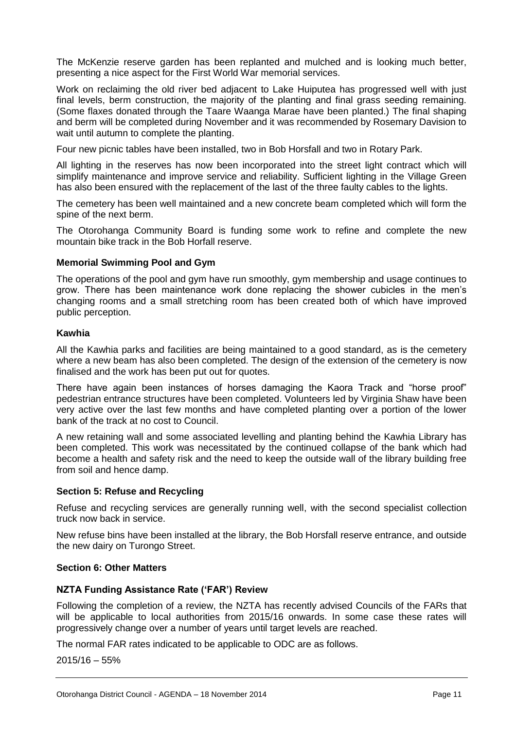The McKenzie reserve garden has been replanted and mulched and is looking much better, presenting a nice aspect for the First World War memorial services.

Work on reclaiming the old river bed adjacent to Lake Huiputea has progressed well with just final levels, berm construction, the majority of the planting and final grass seeding remaining. (Some flaxes donated through the Taare Waanga Marae have been planted.) The final shaping and berm will be completed during November and it was recommended by Rosemary Davision to wait until autumn to complete the planting.

Four new picnic tables have been installed, two in Bob Horsfall and two in Rotary Park.

All lighting in the reserves has now been incorporated into the street light contract which will simplify maintenance and improve service and reliability. Sufficient lighting in the Village Green has also been ensured with the replacement of the last of the three faulty cables to the lights.

The cemetery has been well maintained and a new concrete beam completed which will form the spine of the next berm.

The Otorohanga Community Board is funding some work to refine and complete the new mountain bike track in the Bob Horfall reserve.

**Memorial Swimming Pool and Gym**

The operations of the pool and gym have run smoothly, gym membership and usage continues to grow. There has been maintenance work done replacing the shower cubicles in the men's changing rooms and a small stretching room has been created both of which have improved public perception.

**Kawhia**

All the Kawhia parks and facilities are being maintained to a good standard, as is the cemetery where a new beam has also been completed. The design of the extension of the cemetery is now finalised and the work has been put out for quotes.

There have again been instances of horses damaging the Kaora Track and "horse proof" pedestrian entrance structures have been completed. Volunteers led by Virginia Shaw have been very active over the last few months and have completed planting over a portion of the lower bank of the track at no cost to Council.

A new retaining wall and some associated levelling and planting behind the Kawhia Library has been completed. This work was necessitated by the continued collapse of the bank which had become a health and safety risk and the need to keep the outside wall of the library building free from soil and hence damp.

**Section 5: Refuse and Recycling**

Refuse and recycling services are generally running well, with the second specialist collection truck now back in service.

New refuse bins have been installed at the library, the Bob Horsfall reserve entrance, and outside the new dairy on Turongo Street.

**Section 6: Other Matters**

**NZTA Funding Assistance Rate ('FAR') Review**

Following the completion of a review, the NZTA has recently advised Councils of the FARs that will be applicable to local authorities from 2015/16 onwards. In some case these rates will progressively change over a number of years until target levels are reached.

The normal FAR rates indicated to be applicable to ODC are as follows.

2015/16 – 55%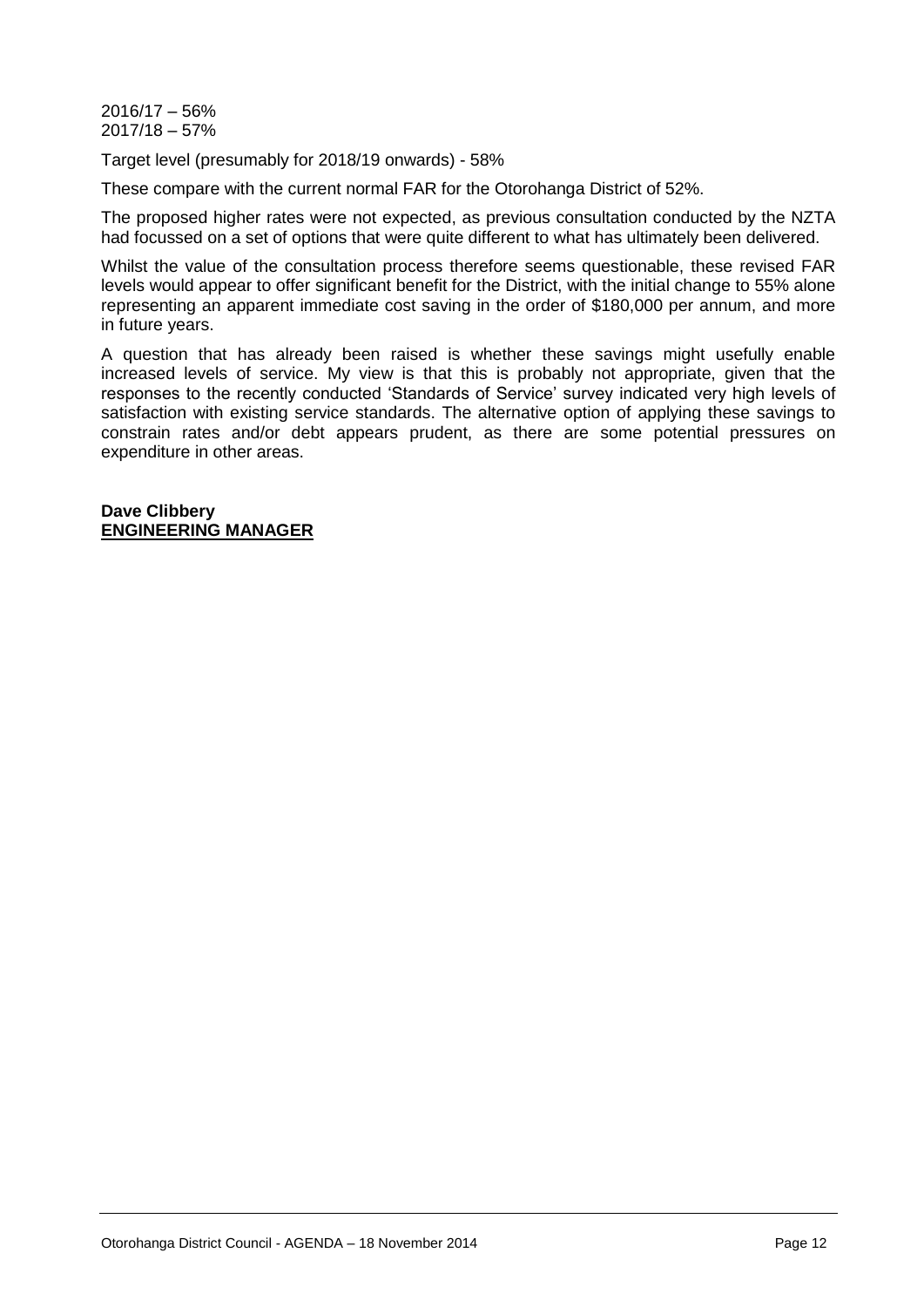2016/17 – 56%
2017/18 – 57%

Target level (presumably for 2018/19 onwards) - 58%

These compare with the current normal FAR for the Otorohanga District of 52%.

The proposed higher rates were not expected, as previous consultation conducted by the NZTA had focussed on a set of options that were quite different to what has ultimately been delivered.

Whilst the value of the consultation process therefore seems questionable, these revised FAR levels would appear to offer significant benefit for the District, with the initial change to 55% alone representing an apparent immediate cost saving in the order of $180,000 per annum, and more in future years.

A question that has already been raised is whether these savings might usefully enable increased levels of service. My view is that this is probably not appropriate, given that the responses to the recently conducted 'Standards of Service' survey indicated very high levels of satisfaction with existing service standards. The alternative option of applying these savings to constrain rates and/or debt appears prudent, as there are some potential pressures on expenditure in other areas.

**Dave Clibbery**
**ENGINEERING MANAGER**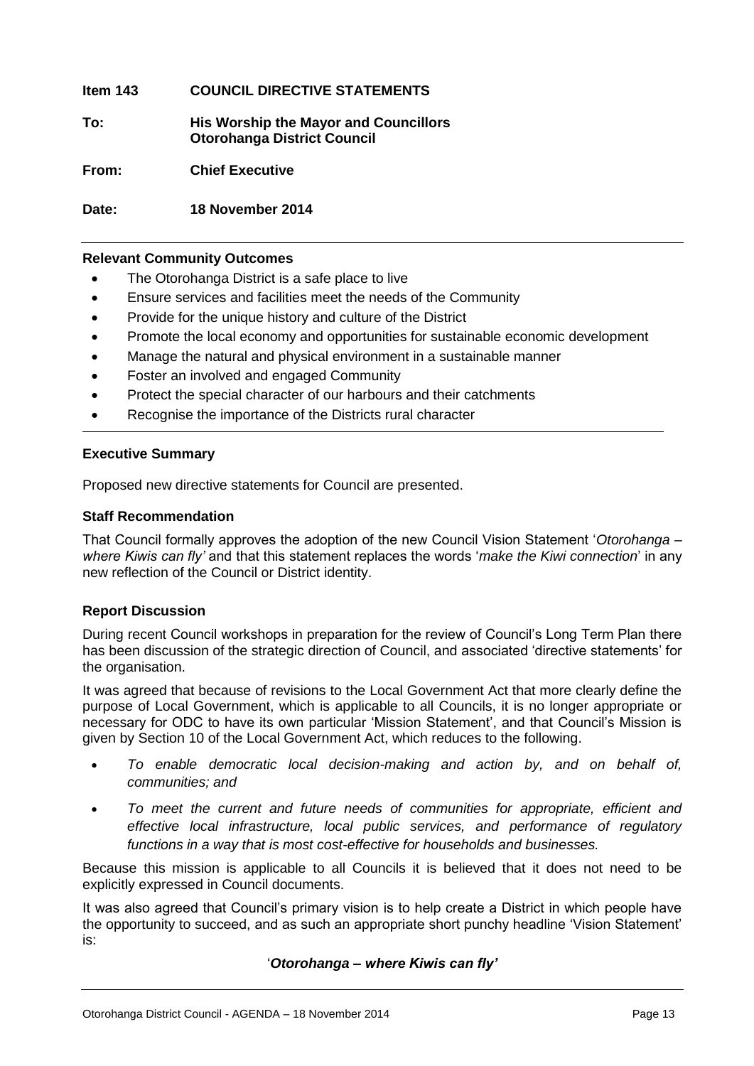**Item 143 COUNCIL DIRECTIVE STATEMENTS**

**To: His Worship the Mayor and Councillors Otorohanga District Council**

**From: Chief Executive**

**Date: 18 November 2014**

---

**Relevant Community Outcomes**

- The Otorohanga District is a safe place to live
- Ensure services and facilities meet the needs of the Community
- Provide for the unique history and culture of the District
- Promote the local economy and opportunities for sustainable economic development
- Manage the natural and physical environment in a sustainable manner
- Foster an involved and engaged Community
- Protect the special character of our harbours and their catchments
- Recognise the importance of the Districts rural character

---

**Executive Summary**

Proposed new directive statements for Council are presented.

**Staff Recommendation**

That Council formally approves the adoption of the new Council Vision Statement '*Otorohanga – where Kiwis can fly'* and that this statement replaces the words '*make the Kiwi connection*' in any new reflection of the Council or District identity.

**Report Discussion**

During recent Council workshops in preparation for the review of Council's Long Term Plan there has been discussion of the strategic direction of Council, and associated 'directive statements' for the organisation.

It was agreed that because of revisions to the Local Government Act that more clearly define the purpose of Local Government, which is applicable to all Councils, it is no longer appropriate or necessary for ODC to have its own particular 'Mission Statement', and that Council's Mission is given by Section 10 of the Local Government Act, which reduces to the following.

- *To enable democratic local decision-making and action by, and on behalf of, communities; and*
- *To meet the current and future needs of communities for appropriate, efficient and effective local infrastructure, local public services, and performance of regulatory functions in a way that is most cost-effective for households and businesses.*

Because this mission is applicable to all Councils it is believed that it does not need to be explicitly expressed in Council documents.

It was also agreed that Council's primary vision is to help create a District in which people have the opportunity to succeed, and as such an appropriate short punchy headline 'Vision Statement' is:

'***Otorohanga – where Kiwis can fly'***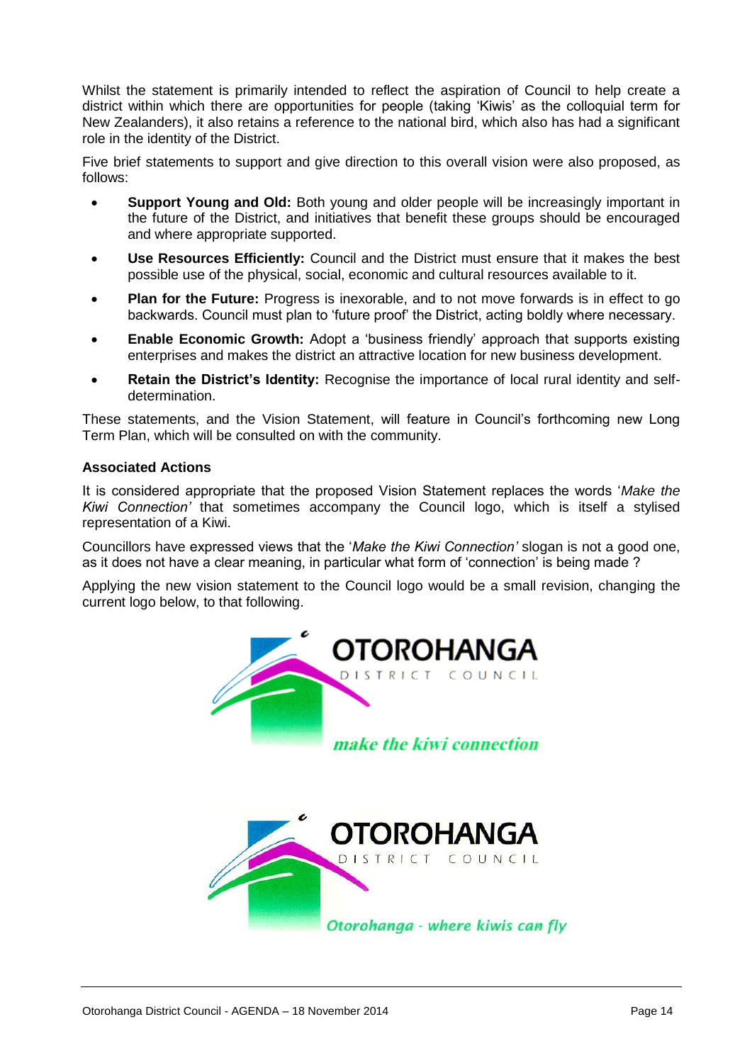Whilst the statement is primarily intended to reflect the aspiration of Council to help create a district within which there are opportunities for people (taking 'Kiwis' as the colloquial term for New Zealanders), it also retains a reference to the national bird, which also has had a significant role in the identity of the District.

Five brief statements to support and give direction to this overall vision were also proposed, as follows:

- **Support Young and Old:** Both young and older people will be increasingly important in the future of the District, and initiatives that benefit these groups should be encouraged and where appropriate supported.
- **Use Resources Efficiently:** Council and the District must ensure that it makes the best possible use of the physical, social, economic and cultural resources available to it.
- **Plan for the Future:** Progress is inexorable, and to not move forwards is in effect to go backwards. Council must plan to 'future proof' the District, acting boldly where necessary.
- **Enable Economic Growth:** Adopt a 'business friendly' approach that supports existing enterprises and makes the district an attractive location for new business development.
- **Retain the District's Identity:** Recognise the importance of local rural identity and self-determination.

These statements, and the Vision Statement, will feature in Council's forthcoming new Long Term Plan, which will be consulted on with the community.

**Associated Actions**

It is considered appropriate that the proposed Vision Statement replaces the words '*Make the Kiwi Connection'* that sometimes accompany the Council logo, which is itself a stylised representation of a Kiwi.

Councillors have expressed views that the '*Make the Kiwi Connection'* slogan is not a good one, as it does not have a clear meaning, in particular what form of 'connection' is being made ?

Applying the new vision statement to the Council logo would be a small revision, changing the current logo below, to that following.

OTOROHANGA DISTRICT COUNCIL

*make the kiwi connection*

OTOROHANGA DISTRICT COUNCIL

*Otorohanga - where kiwis can fly*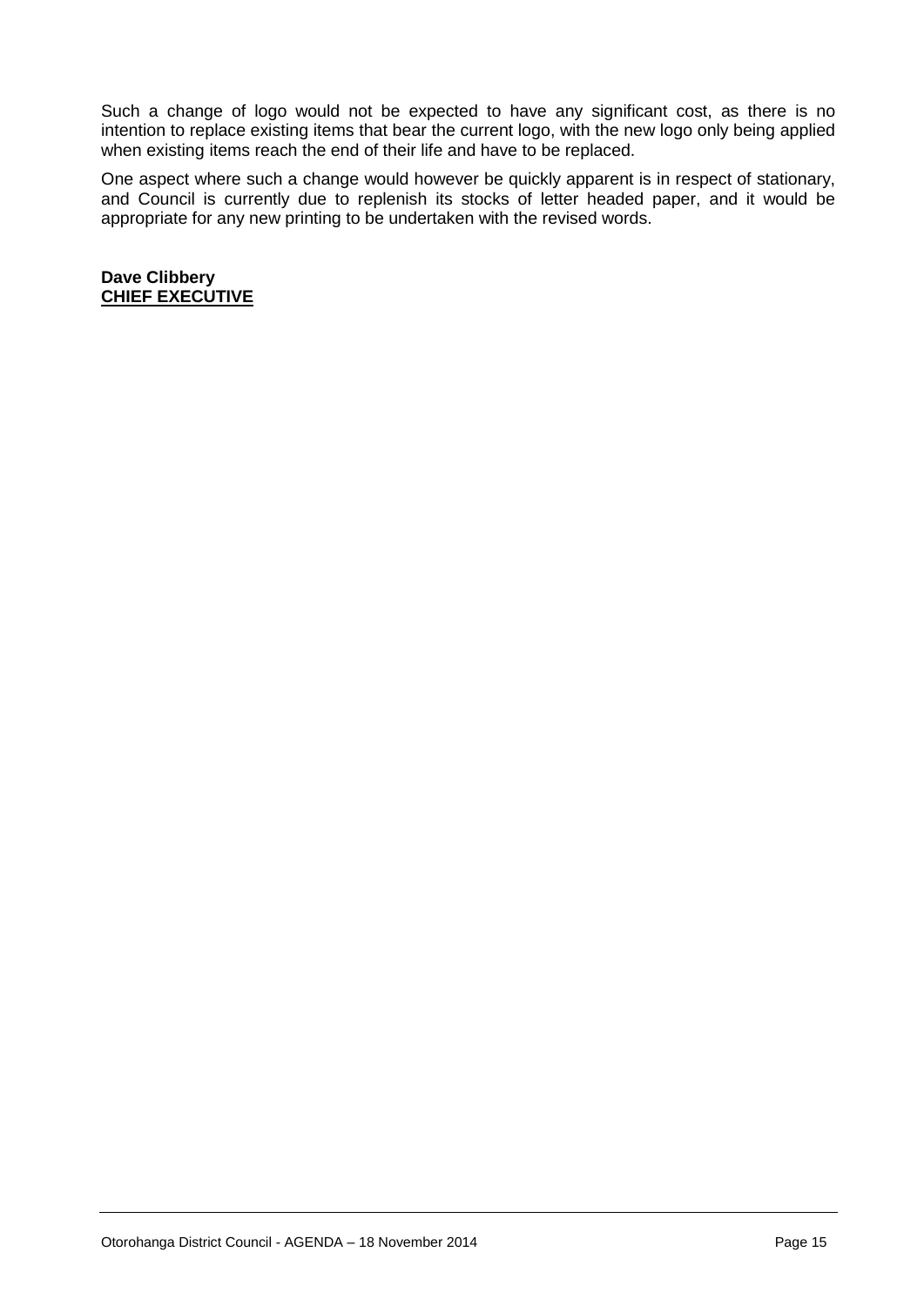Such a change of logo would not be expected to have any significant cost, as there is no intention to replace existing items that bear the current logo, with the new logo only being applied when existing items reach the end of their life and have to be replaced.

One aspect where such a change would however be quickly apparent is in respect of stationary, and Council is currently due to replenish its stocks of letter headed paper, and it would be appropriate for any new printing to be undertaken with the revised words.

**Dave Clibbery**
**<u>CHIEF EXECUTIVE</u>**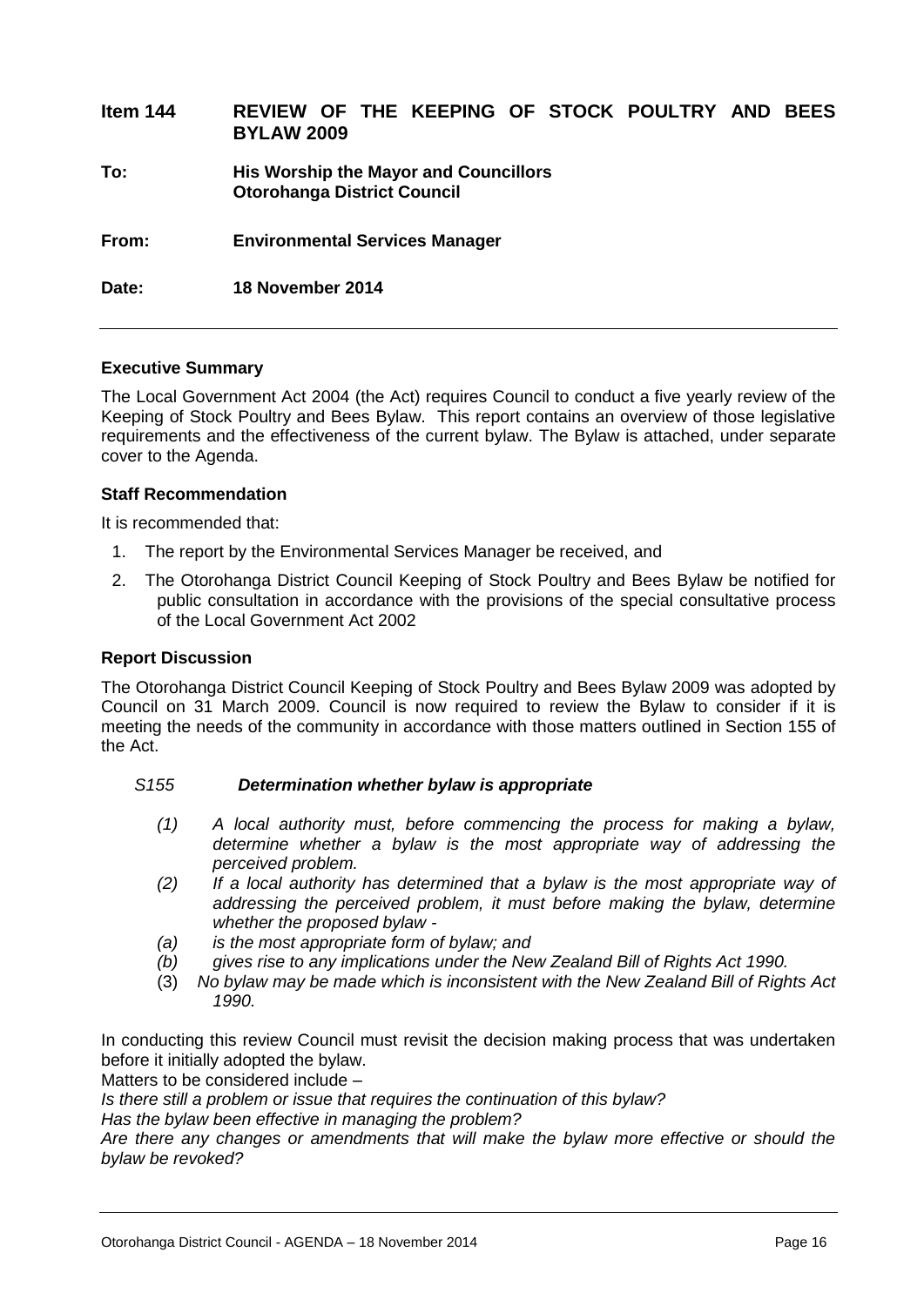**Item 144 REVIEW OF THE KEEPING OF STOCK POULTRY AND BEES BYLAW 2009**

**To: His Worship the Mayor and Councillors Otorohanga District Council**

**From: Environmental Services Manager**

**Date: 18 November 2014**

---

### Executive Summary

The Local Government Act 2004 (the Act) requires Council to conduct a five yearly review of the Keeping of Stock Poultry and Bees Bylaw. This report contains an overview of those legislative requirements and the effectiveness of the current bylaw. The Bylaw is attached, under separate cover to the Agenda.

### Staff Recommendation

It is recommended that:

1. The report by the Environmental Services Manager be received, and
2. The Otorohanga District Council Keeping of Stock Poultry and Bees Bylaw be notified for public consultation in accordance with the provisions of the special consultative process of the Local Government Act 2002

### Report Discussion

The Otorohanga District Council Keeping of Stock Poultry and Bees Bylaw 2009 was adopted by Council on 31 March 2009. Council is now required to review the Bylaw to consider if it is meeting the needs of the community in accordance with those matters outlined in Section 155 of the Act.

*S155* ***Determination whether bylaw is appropriate***

*(1) A local authority must, before commencing the process for making a bylaw, determine whether a bylaw is the most appropriate way of addressing the perceived problem.*

*(2) If a local authority has determined that a bylaw is the most appropriate way of addressing the perceived problem, it must before making the bylaw, determine whether the proposed bylaw -*

*(a) is the most appropriate form of bylaw; and*

*(b) gives rise to any implications under the New Zealand Bill of Rights Act 1990.*

(3) *No bylaw may be made which is inconsistent with the New Zealand Bill of Rights Act 1990.*

In conducting this review Council must revisit the decision making process that was undertaken before it initially adopted the bylaw.

Matters to be considered include –

*Is there still a problem or issue that requires the continuation of this bylaw?*

*Has the bylaw been effective in managing the problem?*

*Are there any changes or amendments that will make the bylaw more effective or should the bylaw be revoked?*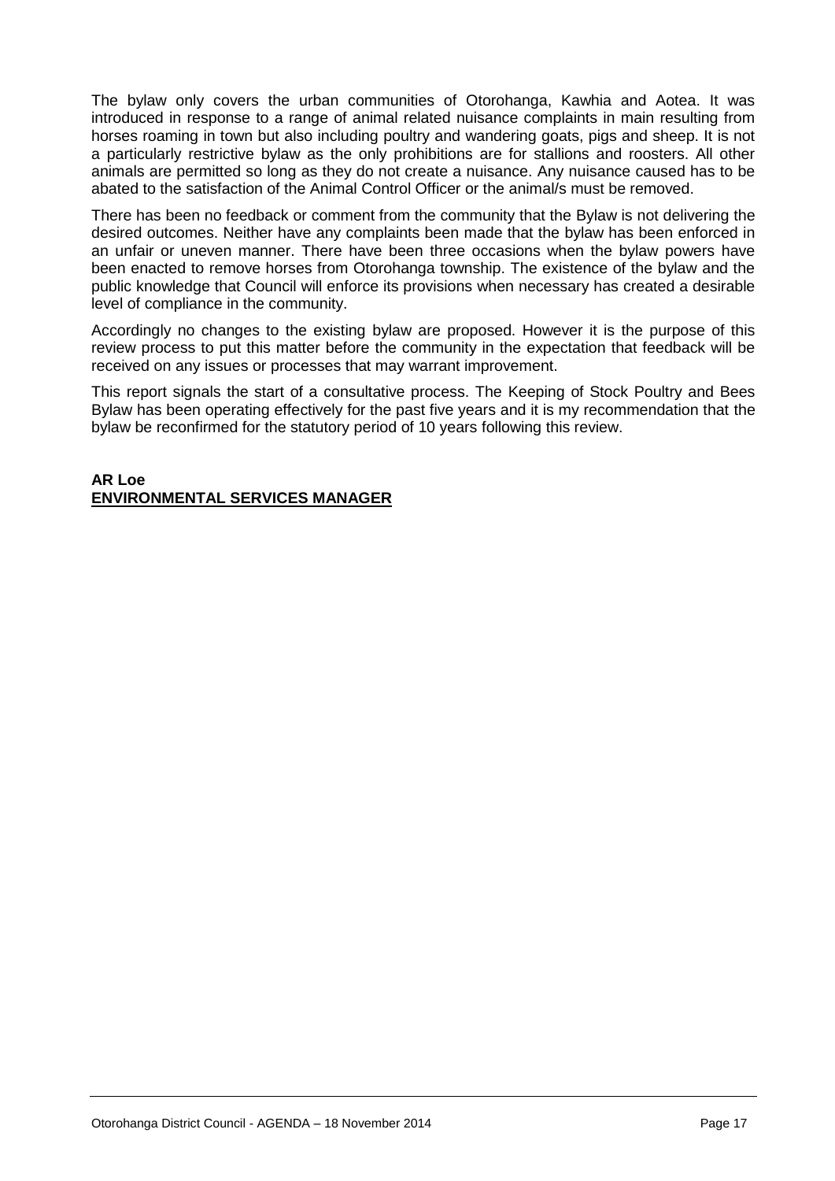The bylaw only covers the urban communities of Otorohanga, Kawhia and Aotea. It was introduced in response to a range of animal related nuisance complaints in main resulting from horses roaming in town but also including poultry and wandering goats, pigs and sheep. It is not a particularly restrictive bylaw as the only prohibitions are for stallions and roosters. All other animals are permitted so long as they do not create a nuisance. Any nuisance caused has to be abated to the satisfaction of the Animal Control Officer or the animal/s must be removed.

There has been no feedback or comment from the community that the Bylaw is not delivering the desired outcomes. Neither have any complaints been made that the bylaw has been enforced in an unfair or uneven manner. There have been three occasions when the bylaw powers have been enacted to remove horses from Otorohanga township. The existence of the bylaw and the public knowledge that Council will enforce its provisions when necessary has created a desirable level of compliance in the community.

Accordingly no changes to the existing bylaw are proposed. However it is the purpose of this review process to put this matter before the community in the expectation that feedback will be received on any issues or processes that may warrant improvement.

This report signals the start of a consultative process. The Keeping of Stock Poultry and Bees Bylaw has been operating effectively for the past five years and it is my recommendation that the bylaw be reconfirmed for the statutory period of 10 years following this review.

**AR Loe**
**ENVIRONMENTAL SERVICES MANAGER**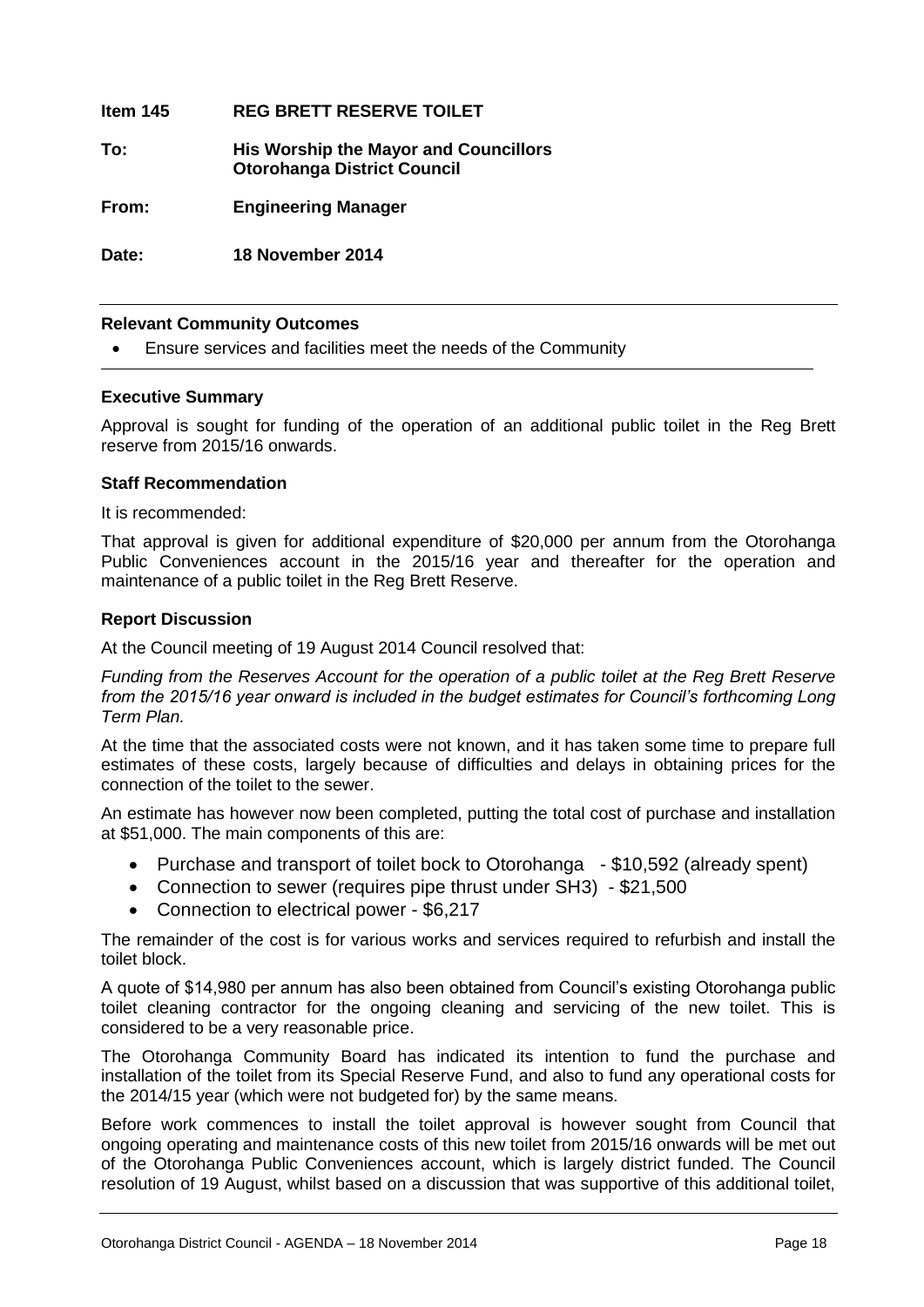**Item 145 REG BRETT RESERVE TOILET**

**To: His Worship the Mayor and Councillors**
**Otorohanga District Council**

**From: Engineering Manager**

**Date: 18 November 2014**

**Relevant Community Outcomes**

- Ensure services and facilities meet the needs of the Community

**Executive Summary**

Approval is sought for funding of the operation of an additional public toilet in the Reg Brett reserve from 2015/16 onwards.

**Staff Recommendation**

It is recommended:

That approval is given for additional expenditure of $20,000 per annum from the Otorohanga Public Conveniences account in the 2015/16 year and thereafter for the operation and maintenance of a public toilet in the Reg Brett Reserve.

**Report Discussion**

At the Council meeting of 19 August 2014 Council resolved that:

*Funding from the Reserves Account for the operation of a public toilet at the Reg Brett Reserve from the 2015/16 year onward is included in the budget estimates for Council's forthcoming Long Term Plan.*

At the time that the associated costs were not known, and it has taken some time to prepare full estimates of these costs, largely because of difficulties and delays in obtaining prices for the connection of the toilet to the sewer.

An estimate has however now been completed, putting the total cost of purchase and installation at $51,000. The main components of this are:

- Purchase and transport of toilet bock to Otorohanga - $10,592 (already spent)
- Connection to sewer (requires pipe thrust under SH3) - $21,500
- Connection to electrical power - $6,217

The remainder of the cost is for various works and services required to refurbish and install the toilet block.

A quote of $14,980 per annum has also been obtained from Council's existing Otorohanga public toilet cleaning contractor for the ongoing cleaning and servicing of the new toilet. This is considered to be a very reasonable price.

The Otorohanga Community Board has indicated its intention to fund the purchase and installation of the toilet from its Special Reserve Fund, and also to fund any operational costs for the 2014/15 year (which were not budgeted for) by the same means.

Before work commences to install the toilet approval is however sought from Council that ongoing operating and maintenance costs of this new toilet from 2015/16 onwards will be met out of the Otorohanga Public Conveniences account, which is largely district funded. The Council resolution of 19 August, whilst based on a discussion that was supportive of this additional toilet,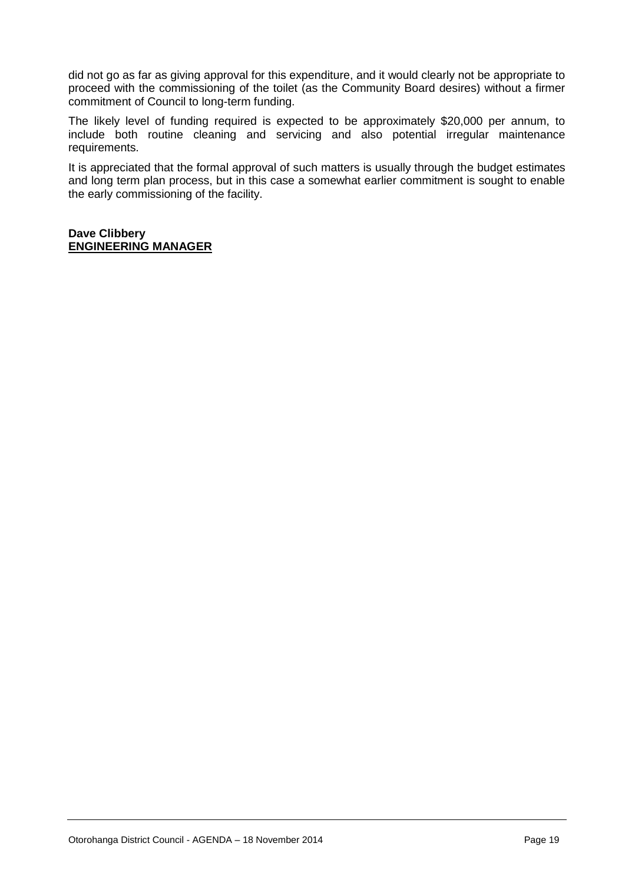did not go as far as giving approval for this expenditure, and it would clearly not be appropriate to proceed with the commissioning of the toilet (as the Community Board desires) without a firmer commitment of Council to long-term funding.

The likely level of funding required is expected to be approximately $20,000 per annum, to include both routine cleaning and servicing and also potential irregular maintenance requirements.

It is appreciated that the formal approval of such matters is usually through the budget estimates and long term plan process, but in this case a somewhat earlier commitment is sought to enable the early commissioning of the facility.

**Dave Clibbery**
**ENGINEERING MANAGER**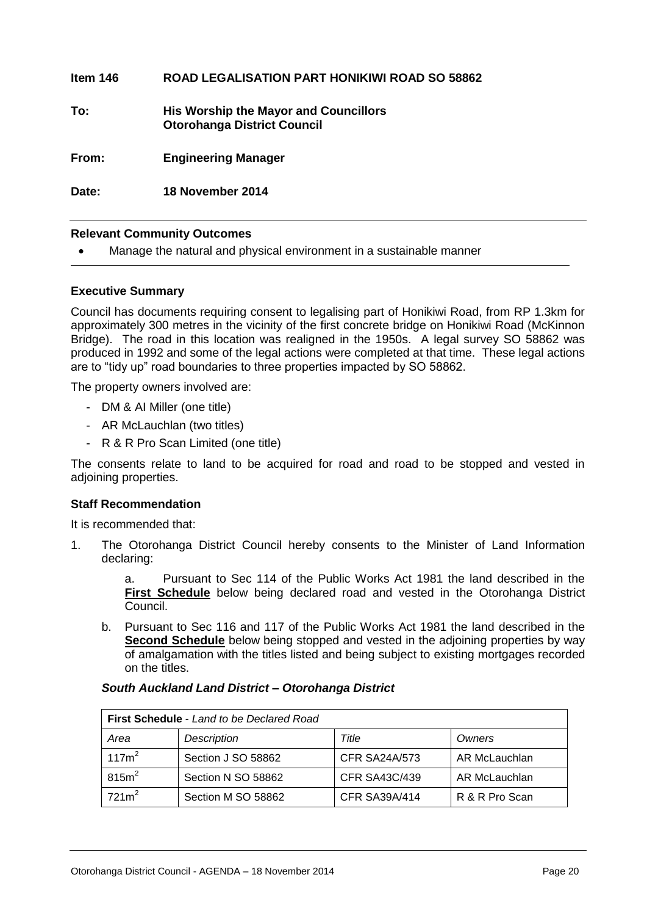**Item 146 ROAD LEGALISATION PART HONIKIWI ROAD SO 58862**

**To: His Worship the Mayor and Councillors**
**Otorohanga District Council**

**From: Engineering Manager**

**Date: 18 November 2014**

**Relevant Community Outcomes**

- Manage the natural and physical environment in a sustainable manner

**Executive Summary**

Council has documents requiring consent to legalising part of Honikiwi Road, from RP 1.3km for approximately 300 metres in the vicinity of the first concrete bridge on Honikiwi Road (McKinnon Bridge). The road in this location was realigned in the 1950s. A legal survey SO 58862 was produced in 1992 and some of the legal actions were completed at that time. These legal actions are to "tidy up" road boundaries to three properties impacted by SO 58862.

The property owners involved are:

- DM & AI Miller (one title)
- AR McLauchlan (two titles)
- R & R Pro Scan Limited (one title)

The consents relate to land to be acquired for road and road to be stopped and vested in adjoining properties.

**Staff Recommendation**

It is recommended that:

1. The Otorohanga District Council hereby consents to the Minister of Land Information declaring:

   a. Pursuant to Sec 114 of the Public Works Act 1981 the land described in the **First Schedule** below being declared road and vested in the Otorohanga District Council.

   b. Pursuant to Sec 116 and 117 of the Public Works Act 1981 the land described in the **Second Schedule** below being stopped and vested in the adjoining properties by way of amalgamation with the titles listed and being subject to existing mortgages recorded on the titles.

***South Auckland Land District – Otorohanga District***

| **First Schedule** - *Land to be Declared Road* | | | |
|---|---|---|---|
| *Area* | *Description* | *Title* | *Owners* |
| $117m^2$ | Section J SO 58862 | CFR SA24A/573 | AR McLauchlan |
| $815m^2$ | Section N SO 58862 | CFR SA43C/439 | AR McLauchlan |
| $721m^2$ | Section M SO 58862 | CFR SA39A/414 | R & R Pro Scan |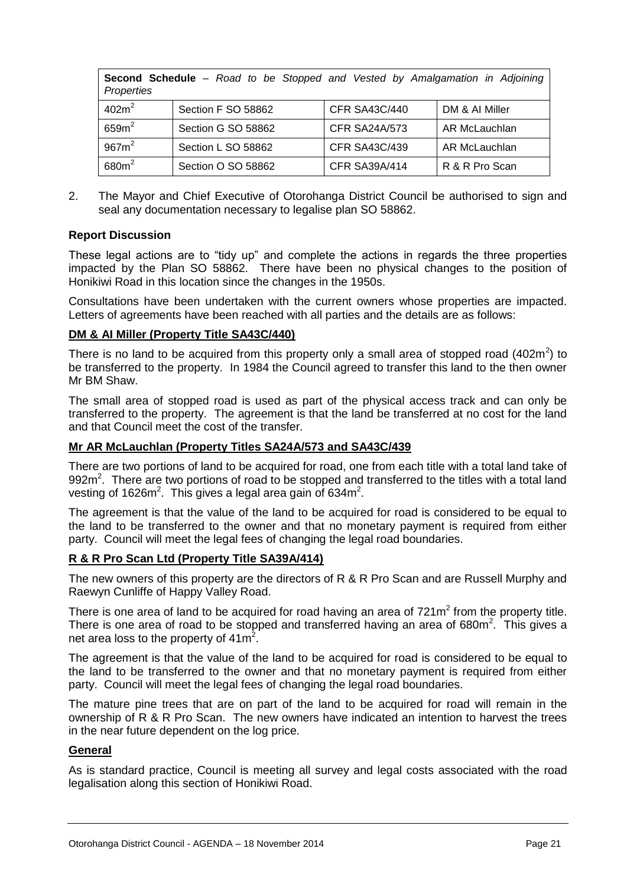| **Second Schedule** – *Road to be Stopped and Vested by Amalgamation in Adjoining Properties* | | | |
|---|---|---|---|
| $402m^2$ | Section F SO 58862 | CFR SA43C/440 | DM & AI Miller |
| $659m^2$ | Section G SO 58862 | CFR SA24A/573 | AR McLauchlan |
| $967m^2$ | Section L SO 58862 | CFR SA43C/439 | AR McLauchlan |
| $680m^2$ | Section O SO 58862 | CFR SA39A/414 | R & R Pro Scan |

2. The Mayor and Chief Executive of Otorohanga District Council be authorised to sign and seal any documentation necessary to legalise plan SO 58862.

### Report Discussion

These legal actions are to "tidy up" and complete the actions in regards the three properties impacted by the Plan SO 58862. There have been no physical changes to the position of Honikiwi Road in this location since the changes in the 1950s.

Consultations have been undertaken with the current owners whose properties are impacted. Letters of agreements have been reached with all parties and the details are as follows:

#### DM & AI Miller (Property Title SA43C/440)

There is no land to be acquired from this property only a small area of stopped road ($402m^2$) to be transferred to the property. In 1984 the Council agreed to transfer this land to the then owner Mr BM Shaw.

The small area of stopped road is used as part of the physical access track and can only be transferred to the property. The agreement is that the land be transferred at no cost for the land and that Council meet the cost of the transfer.

#### Mr AR McLauchlan (Property Titles SA24A/573 and SA43C/439

There are two portions of land to be acquired for road, one from each title with a total land take of $992m^2$. There are two portions of road to be stopped and transferred to the titles with a total land vesting of $1626m^2$. This gives a legal area gain of $634m^2$.

The agreement is that the value of the land to be acquired for road is considered to be equal to the land to be transferred to the owner and that no monetary payment is required from either party. Council will meet the legal fees of changing the legal road boundaries.

#### R & R Pro Scan Ltd (Property Title SA39A/414)

The new owners of this property are the directors of R & R Pro Scan and are Russell Murphy and Raewyn Cunliffe of Happy Valley Road.

There is one area of land to be acquired for road having an area of $721m^2$ from the property title. There is one area of road to be stopped and transferred having an area of $680m^2$. This gives a net area loss to the property of $41m^2$.

The agreement is that the value of the land to be acquired for road is considered to be equal to the land to be transferred to the owner and that no monetary payment is required from either party. Council will meet the legal fees of changing the legal road boundaries.

The mature pine trees that are on part of the land to be acquired for road will remain in the ownership of R & R Pro Scan. The new owners have indicated an intention to harvest the trees in the near future dependent on the log price.

#### General

As is standard practice, Council is meeting all survey and legal costs associated with the road legalisation along this section of Honikiwi Road.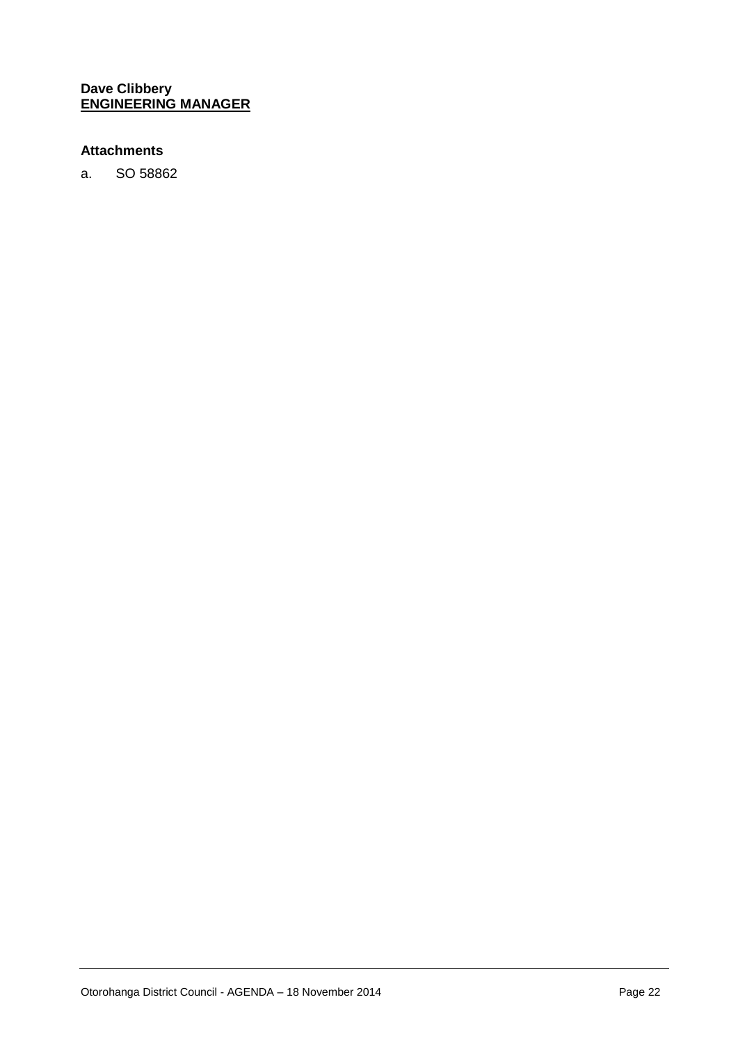**Dave Clibbery**
**ENGINEERING MANAGER**

**Attachments**

a. SO 58862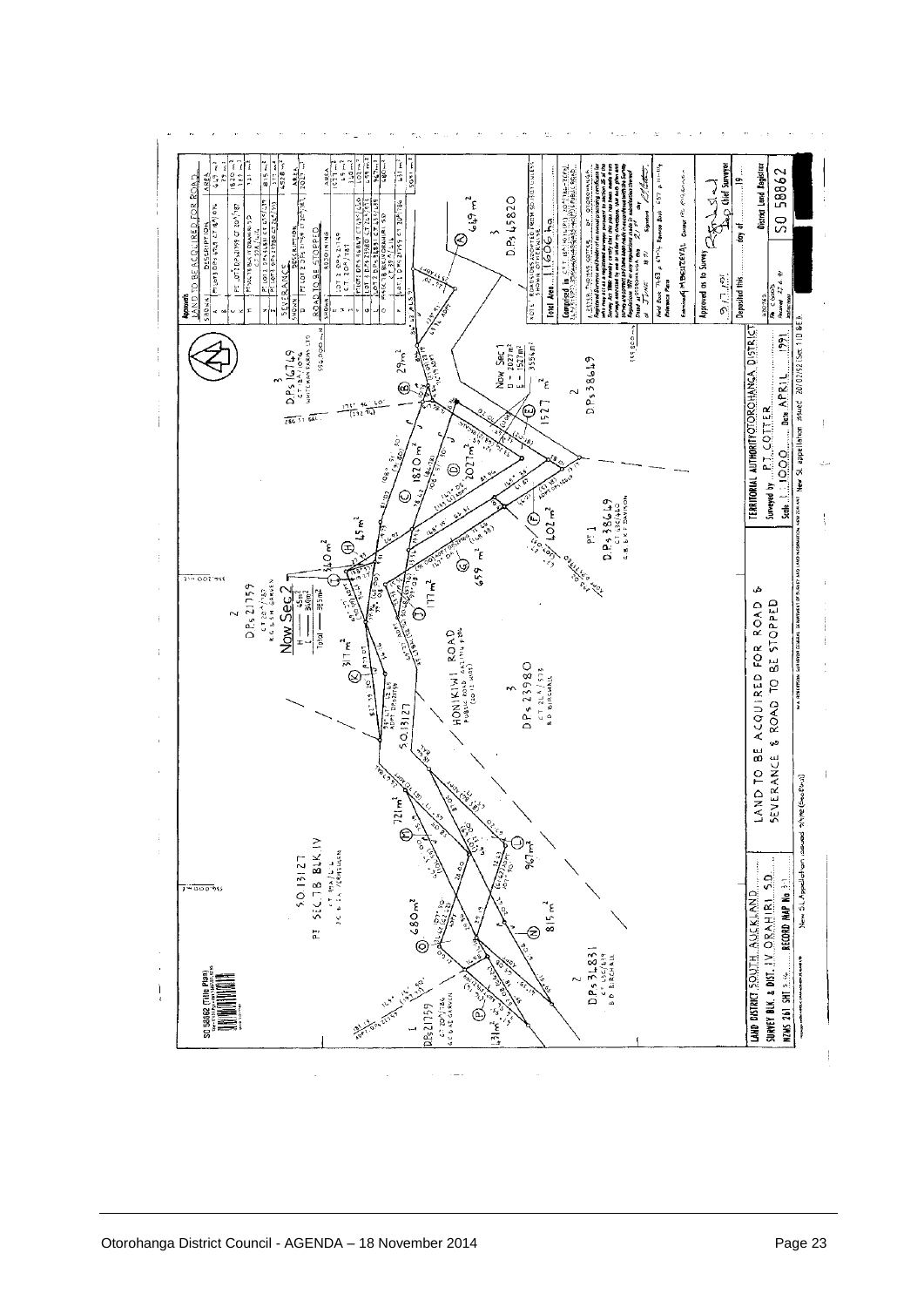SO 58862 (Title Plan)

**Approvals**

LAND TO BE ACQUIRED FOR ROAD

| Shown | Description | Area |
|---|---|---|
| A | Pt Lot 3 DPS 45820 CT 18A/1046 | 649 m² |
| B | Pt Lot 3 DPS 16749 | 29 m² |
| K | Pt Lot 2 DPS 21759 CT 20A/787 | 311 m² |
| M | Pt Sec 7B Blk IV Orahiri SD | 721 m² |
| N | Pt Lot 2 DPS 36831 CT 45C/419 | 815 m² |
| O | Pt Lot 1 DPS 21759 | 680 m² |

SEVERANCE

ROAD TO BE STOPPED

| Shown | Adjoining | Area |
|---|---|---|
| E | Lot 2 DPS 38649 | 1527 m² |
| H | Lot 2 DPS 21759 | 45 m² |
| I | Lot 2 DPS 21759 | 340 m² |
| D | | 2027 m² |
| F | Pt Lot 1 DPS 38649 | 402 m² |
| G | | 659 m² |
| J | | 177 m² |
| L | | 967 m² |
| P | Lot 1 DPS 21759 | 131 m² |

Now Sec 1: D – 2027 m², E – 1527 m², 3554 m²

Now Sec 2: H – 45 m², I – 340 m², Total – 385 m²

DPS 16749 — CT 18A/1076

DPS 45820

DPS 38649

DPS 21759 — CT 20A/787

DPS 23980 — CT 2LA/573

DPS 36831 — CT 45C/419

SO 13127 — Pt Sec 7B Blk IV

HONIKIWI ROAD

Total Area ...1.1606... ha

Comprised in ...

Field Book ... Reference Plans ...

Approved as to Survey

Chief Surveyor

Deposited this ... day of ... 19...

District Land Registrar

**LAND TO BE ACQUIRED FOR ROAD & SEVERANCE & ROAD TO BE STOPPED**

LAND DISTRICT SOUTH AUCKLAND

SURVEY BLK. & DIST. IV ORAHIRI S.D.

NZMS 261 SHT S.16 RECORD MAP No 3/1

TERRITORIAL AUTHORITY OTOROHANGA DISTRICT

Surveyed by P.T. COTTER

Scale 1:1000 Date APRIL 1991

SO 58862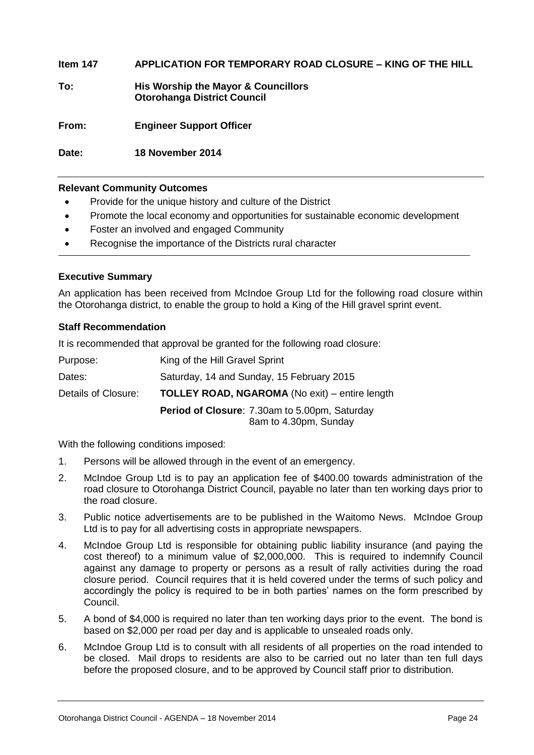**Item 147 APPLICATION FOR TEMPORARY ROAD CLOSURE – KING OF THE HILL**

**To: His Worship the Mayor & Councillors**
**Otorohanga District Council**

**From: Engineer Support Officer**

**Date: 18 November 2014**

---

**Relevant Community Outcomes**

- Provide for the unique history and culture of the District
- Promote the local economy and opportunities for sustainable economic development
- Foster an involved and engaged Community
- Recognise the importance of the Districts rural character

---

**Executive Summary**

An application has been received from McIndoe Group Ltd for the following road closure within the Otorohanga district, to enable the group to hold a King of the Hill gravel sprint event.

**Staff Recommendation**

It is recommended that approval be granted for the following road closure:

| | |
|---|---|
| Purpose: | King of the Hill Gravel Sprint |
| Dates: | Saturday, 14 and Sunday, 15 February 2015 |
| Details of Closure: | **TOLLEY ROAD, NGAROMA** (No exit) – entire length |
| | **Period of Closure**: 7.30am to 5.00pm, Saturday<br>8am to 4.30pm, Sunday |

With the following conditions imposed:

1. Persons will be allowed through in the event of an emergency.
2. McIndoe Group Ltd is to pay an application fee of $400.00 towards administration of the road closure to Otorohanga District Council, payable no later than ten working days prior to the road closure.
3. Public notice advertisements are to be published in the Waitomo News. McIndoe Group Ltd is to pay for all advertising costs in appropriate newspapers.
4. McIndoe Group Ltd is responsible for obtaining public liability insurance (and paying the cost thereof) to a minimum value of $2,000,000. This is required to indemnify Council against any damage to property or persons as a result of rally activities during the road closure period. Council requires that it is held covered under the terms of such policy and accordingly the policy is required to be in both parties' names on the form prescribed by Council.
5. A bond of $4,000 is required no later than ten working days prior to the event. The bond is based on $2,000 per road per day and is applicable to unsealed roads only.
6. McIndoe Group Ltd is to consult with all residents of all properties on the road intended to be closed. Mail drops to residents are also to be carried out no later than ten full days before the proposed closure, and to be approved by Council staff prior to distribution.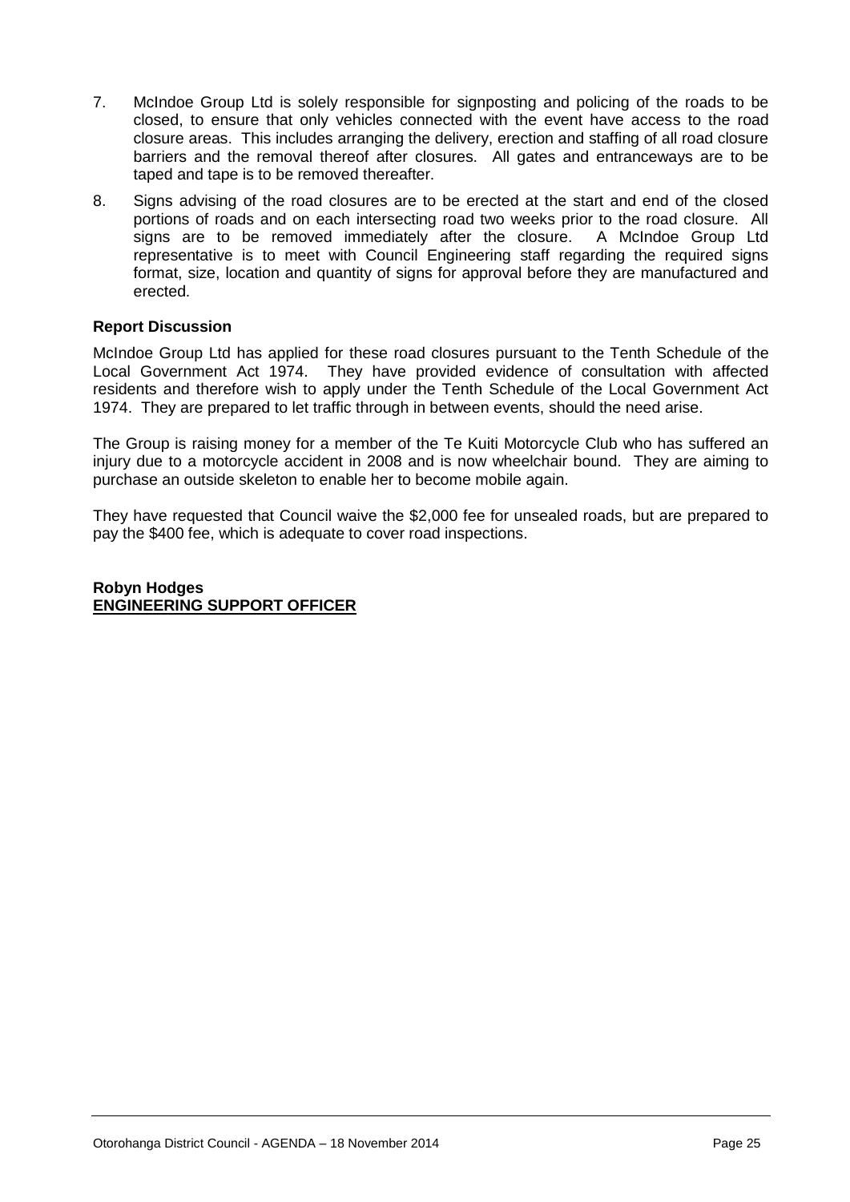7. McIndoe Group Ltd is solely responsible for signposting and policing of the roads to be closed, to ensure that only vehicles connected with the event have access to the road closure areas. This includes arranging the delivery, erection and staffing of all road closure barriers and the removal thereof after closures. All gates and entranceways are to be taped and tape is to be removed thereafter.

8. Signs advising of the road closures are to be erected at the start and end of the closed portions of roads and on each intersecting road two weeks prior to the road closure. All signs are to be removed immediately after the closure. A McIndoe Group Ltd representative is to meet with Council Engineering staff regarding the required signs format, size, location and quantity of signs for approval before they are manufactured and erected.

**Report Discussion**

McIndoe Group Ltd has applied for these road closures pursuant to the Tenth Schedule of the Local Government Act 1974. They have provided evidence of consultation with affected residents and therefore wish to apply under the Tenth Schedule of the Local Government Act 1974. They are prepared to let traffic through in between events, should the need arise.

The Group is raising money for a member of the Te Kuiti Motorcycle Club who has suffered an injury due to a motorcycle accident in 2008 and is now wheelchair bound. They are aiming to purchase an outside skeleton to enable her to become mobile again.

They have requested that Council waive the $2,000 fee for unsealed roads, but are prepared to pay the $400 fee, which is adequate to cover road inspections.

**Robyn Hodges**
**ENGINEERING SUPPORT OFFICER**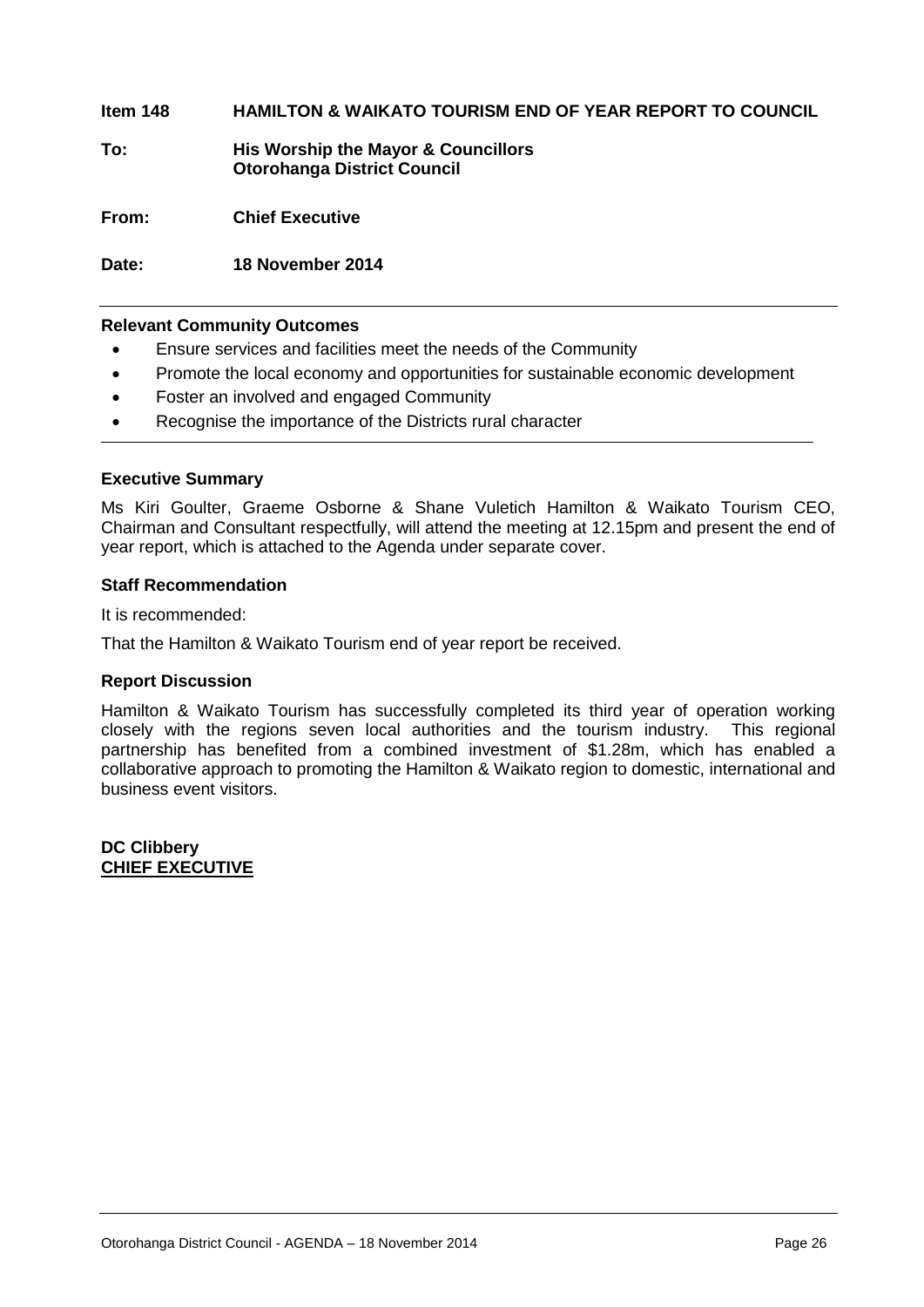**Item 148 HAMILTON & WAIKATO TOURISM END OF YEAR REPORT TO COUNCIL**

**To: His Worship the Mayor & Councillors**
**Otorohanga District Council**

**From: Chief Executive**

**Date: 18 November 2014**

---

**Relevant Community Outcomes**

- Ensure services and facilities meet the needs of the Community
- Promote the local economy and opportunities for sustainable economic development
- Foster an involved and engaged Community
- Recognise the importance of the Districts rural character

---

**Executive Summary**

Ms Kiri Goulter, Graeme Osborne & Shane Vuletich Hamilton & Waikato Tourism CEO, Chairman and Consultant respectfully, will attend the meeting at 12.15pm and present the end of year report, which is attached to the Agenda under separate cover.

**Staff Recommendation**

It is recommended:

That the Hamilton & Waikato Tourism end of year report be received.

**Report Discussion**

Hamilton & Waikato Tourism has successfully completed its third year of operation working closely with the regions seven local authorities and the tourism industry. This regional partnership has benefited from a combined investment of $1.28m, which has enabled a collaborative approach to promoting the Hamilton & Waikato region to domestic, international and business event visitors.

**DC Clibbery**
**CHIEF EXECUTIVE**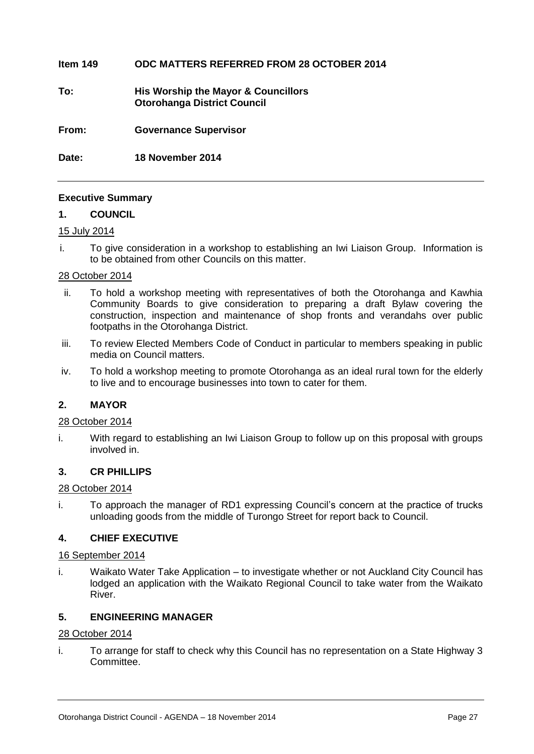**Item 149 ODC MATTERS REFERRED FROM 28 OCTOBER 2014**

**To: His Worship the Mayor & Councillors**
**Otorohanga District Council**

**From: Governance Supervisor**

**Date: 18 November 2014**

---

**Executive Summary**

**1. COUNCIL**

15 July 2014

i. To give consideration in a workshop to establishing an Iwi Liaison Group. Information is to be obtained from other Councils on this matter.

28 October 2014

ii. To hold a workshop meeting with representatives of both the Otorohanga and Kawhia Community Boards to give consideration to preparing a draft Bylaw covering the construction, inspection and maintenance of shop fronts and verandahs over public footpaths in the Otorohanga District.

iii. To review Elected Members Code of Conduct in particular to members speaking in public media on Council matters.

iv. To hold a workshop meeting to promote Otorohanga as an ideal rural town for the elderly to live and to encourage businesses into town to cater for them.

**2. MAYOR**

28 October 2014

i. With regard to establishing an Iwi Liaison Group to follow up on this proposal with groups involved in.

**3. CR PHILLIPS**

28 October 2014

i. To approach the manager of RD1 expressing Council's concern at the practice of trucks unloading goods from the middle of Turongo Street for report back to Council.

**4. CHIEF EXECUTIVE**

16 September 2014

i. Waikato Water Take Application – to investigate whether or not Auckland City Council has lodged an application with the Waikato Regional Council to take water from the Waikato River.

**5. ENGINEERING MANAGER**

28 October 2014

i. To arrange for staff to check why this Council has no representation on a State Highway 3 Committee.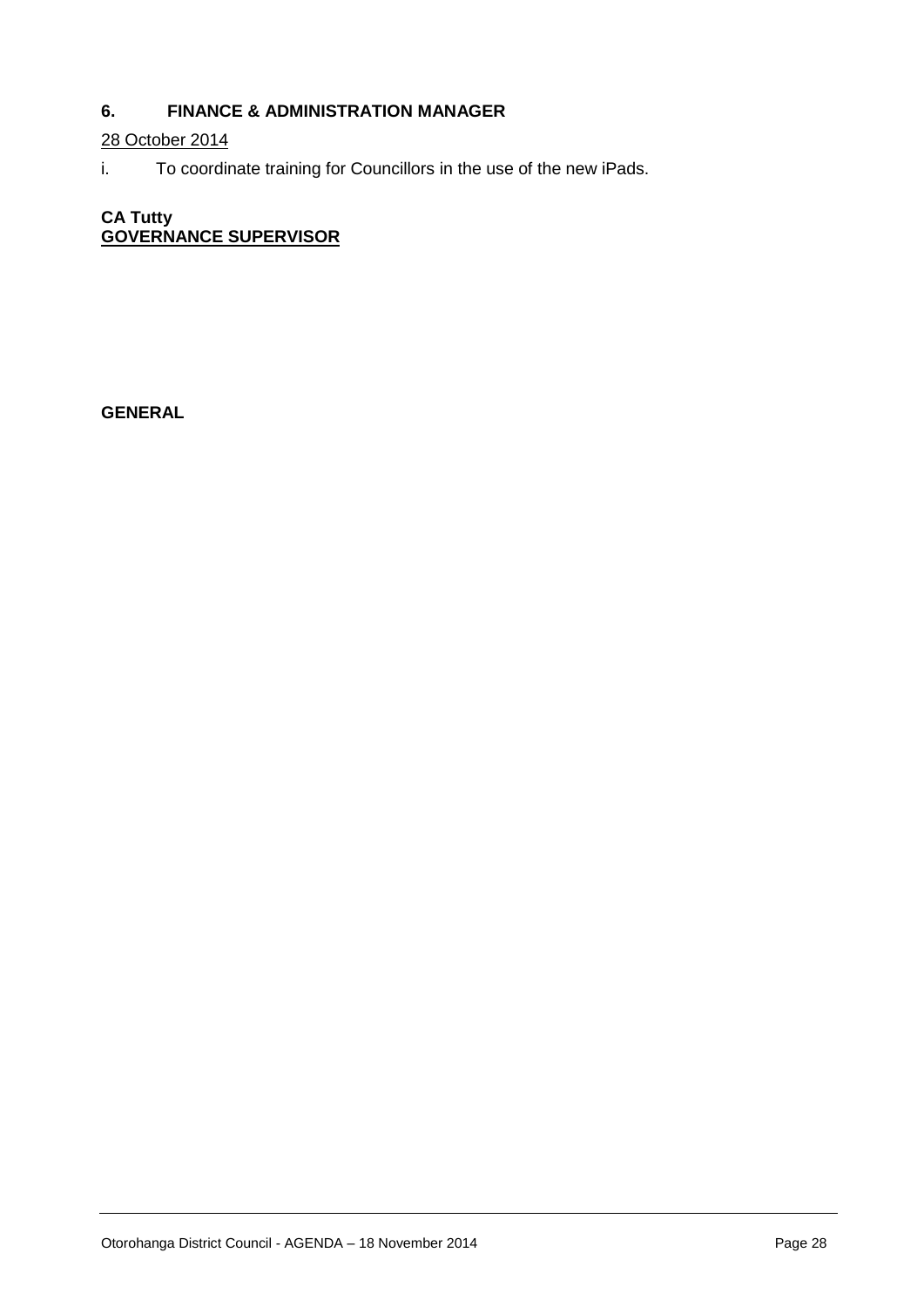## 6. FINANCE & ADMINISTRATION MANAGER

28 October 2014

i. To coordinate training for Councillors in the use of the new iPads.

**CA Tutty**
**GOVERNANCE SUPERVISOR**

**GENERAL**